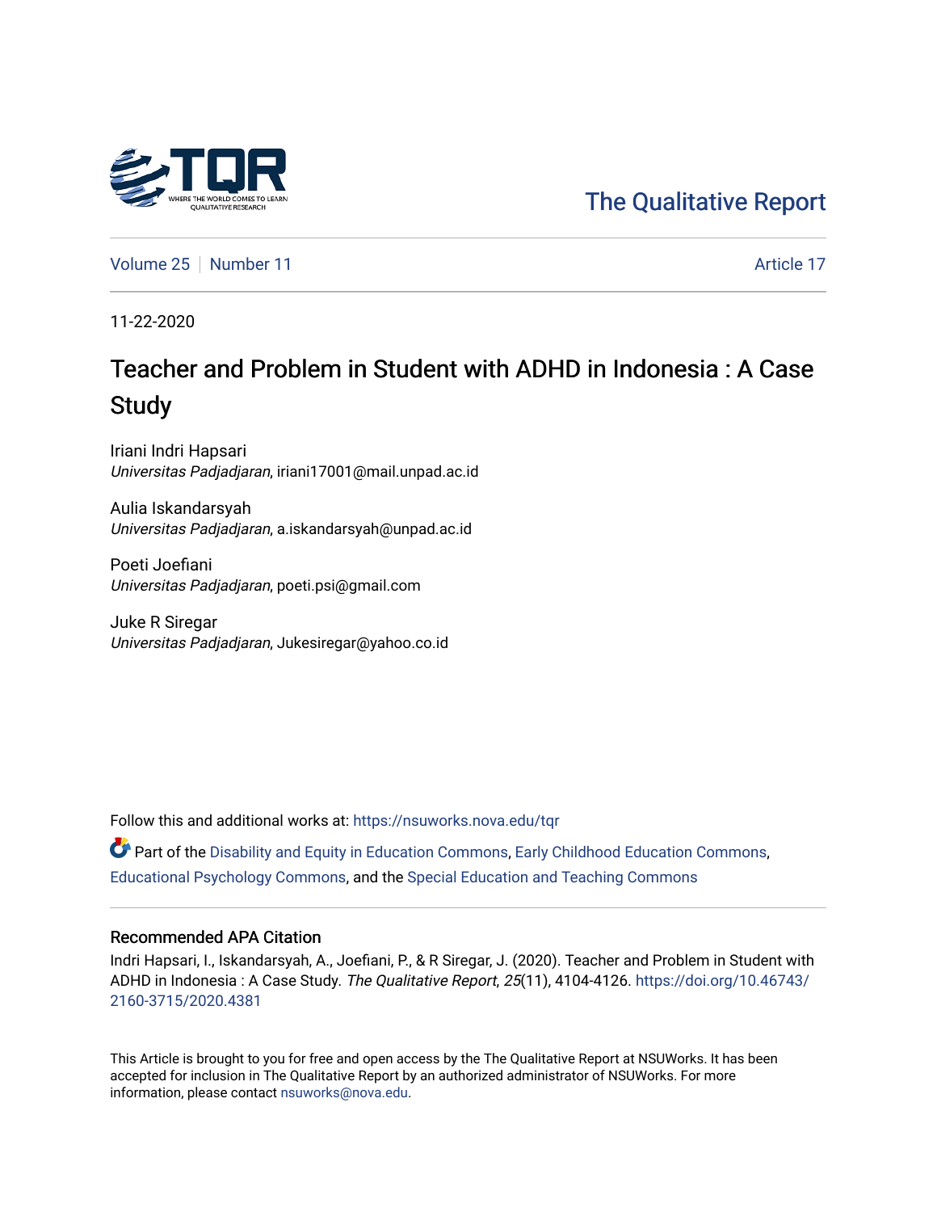The Qualitative Report

Volume 25 | Number 11 | Article 17

11-22-2020

# Teacher and Problem in Student with ADHD in Indonesia : A Case Study

Iriani Indri Hapsari
*Universitas Padjadjaran*, iriani17001@mail.unpad.ac.id

Aulia Iskandarsyah
*Universitas Padjadjaran*, a.iskandarsyah@unpad.ac.id

Poeti Joefiani
*Universitas Padjadjaran*, poeti.psi@gmail.com

Juke R Siregar
*Universitas Padjadjaran*, Jukesiregar@yahoo.co.id

Follow this and additional works at: https://nsuworks.nova.edu/tqr

Part of the Disability and Equity in Education Commons, Early Childhood Education Commons, Educational Psychology Commons, and the Special Education and Teaching Commons

## Recommended APA Citation

Indri Hapsari, I., Iskandarsyah, A., Joefiani, P., & R Siregar, J. (2020). Teacher and Problem in Student with ADHD in Indonesia : A Case Study. *The Qualitative Report*, *25*(11), 4104-4126. https://doi.org/10.46743/2160-3715/2020.4381

This Article is brought to you for free and open access by the The Qualitative Report at NSUWorks. It has been accepted for inclusion in The Qualitative Report by an authorized administrator of NSUWorks. For more information, please contact nsuworks@nova.edu.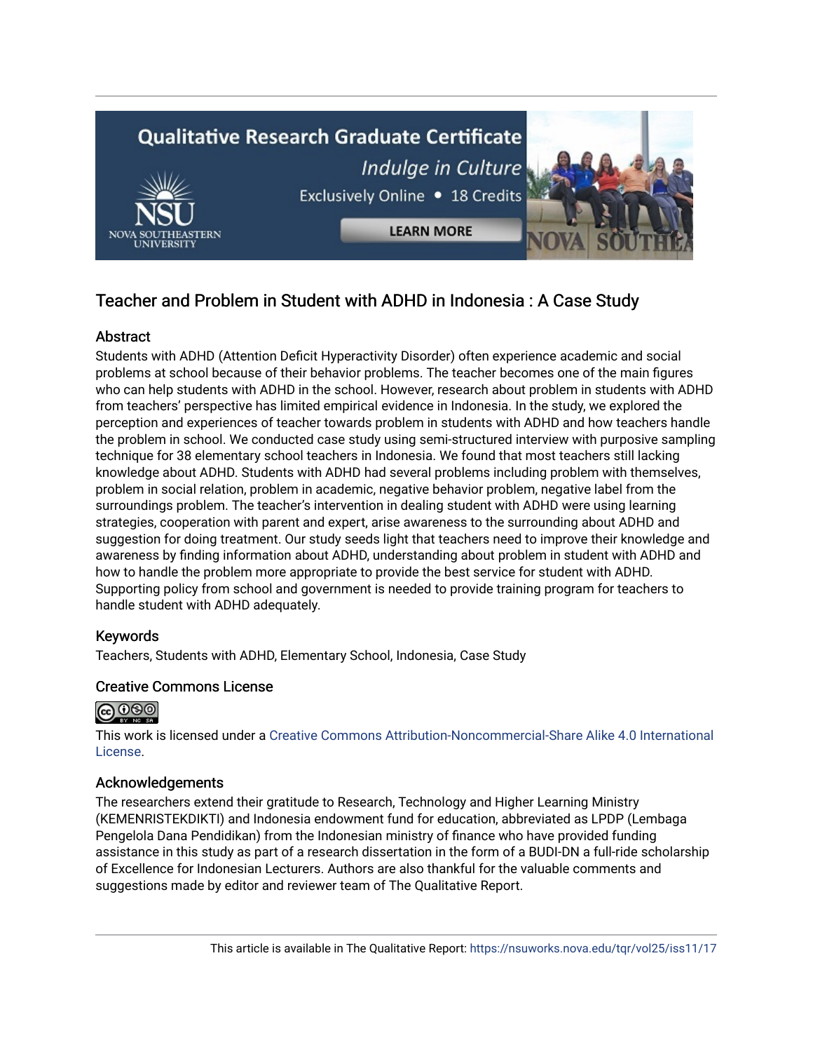# Teacher and Problem in Student with ADHD in Indonesia : A Case Study

## Abstract

Students with ADHD (Attention Deficit Hyperactivity Disorder) often experience academic and social problems at school because of their behavior problems. The teacher becomes one of the main figures who can help students with ADHD in the school. However, research about problem in students with ADHD from teachers' perspective has limited empirical evidence in Indonesia. In the study, we explored the perception and experiences of teacher towards problem in students with ADHD and how teachers handle the problem in school. We conducted case study using semi-structured interview with purposive sampling technique for 38 elementary school teachers in Indonesia. We found that most teachers still lacking knowledge about ADHD. Students with ADHD had several problems including problem with themselves, problem in social relation, problem in academic, negative behavior problem, negative label from the surroundings problem. The teacher's intervention in dealing student with ADHD were using learning strategies, cooperation with parent and expert, arise awareness to the surrounding about ADHD and suggestion for doing treatment. Our study seeds light that teachers need to improve their knowledge and awareness by finding information about ADHD, understanding about problem in student with ADHD and how to handle the problem more appropriate to provide the best service for student with ADHD. Supporting policy from school and government is needed to provide training program for teachers to handle student with ADHD adequately.

## Keywords

Teachers, Students with ADHD, Elementary School, Indonesia, Case Study

## Creative Commons License

This work is licensed under a Creative Commons Attribution-Noncommercial-Share Alike 4.0 International License.

## Acknowledgements

The researchers extend their gratitude to Research, Technology and Higher Learning Ministry (KEMENRISTEKDIKTI) and Indonesia endowment fund for education, abbreviated as LPDP (Lembaga Pengelola Dana Pendidikan) from the Indonesian ministry of finance who have provided funding assistance in this study as part of a research dissertation in the form of a BUDI-DN a full-ride scholarship of Excellence for Indonesian Lecturers. Authors are also thankful for the valuable comments and suggestions made by editor and reviewer team of The Qualitative Report.

This article is available in The Qualitative Report: https://nsuworks.nova.edu/tqr/vol25/iss11/17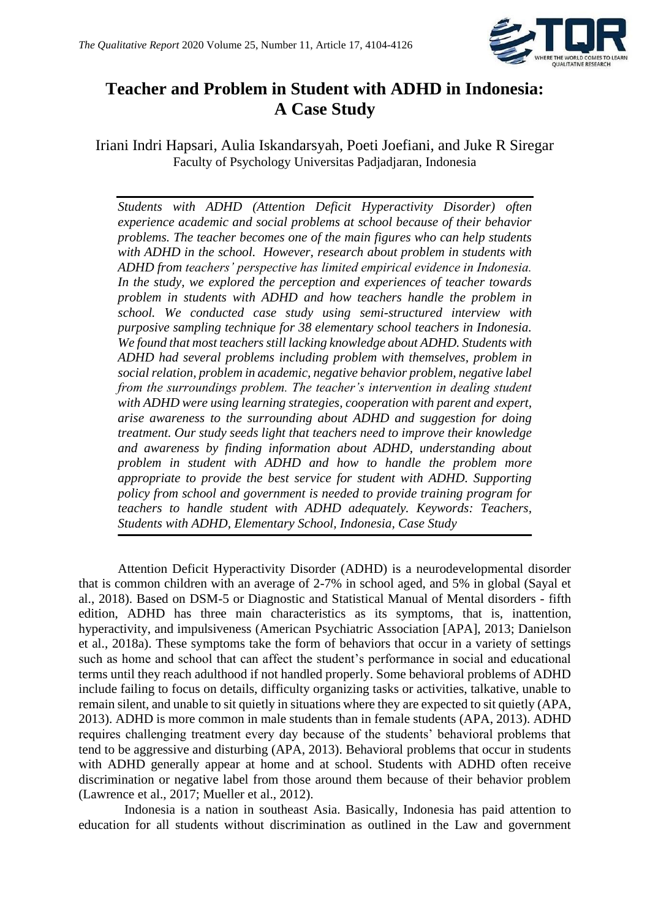# Teacher and Problem in Student with ADHD in Indonesia: A Case Study

Iriani Indri Hapsari, Aulia Iskandarsyah, Poeti Joefiani, and Juke R Siregar
Faculty of Psychology Universitas Padjadjaran, Indonesia

*Students with ADHD (Attention Deficit Hyperactivity Disorder) often experience academic and social problems at school because of their behavior problems. The teacher becomes one of the main figures who can help students with ADHD in the school. However, research about problem in students with ADHD from teachers' perspective has limited empirical evidence in Indonesia. In the study, we explored the perception and experiences of teacher towards problem in students with ADHD and how teachers handle the problem in school. We conducted case study using semi-structured interview with purposive sampling technique for 38 elementary school teachers in Indonesia. We found that most teachers still lacking knowledge about ADHD. Students with ADHD had several problems including problem with themselves, problem in social relation, problem in academic, negative behavior problem, negative label from the surroundings problem. The teacher's intervention in dealing student with ADHD were using learning strategies, cooperation with parent and expert, arise awareness to the surrounding about ADHD and suggestion for doing treatment. Our study seeds light that teachers need to improve their knowledge and awareness by finding information about ADHD, understanding about problem in student with ADHD and how to handle the problem more appropriate to provide the best service for student with ADHD. Supporting policy from school and government is needed to provide training program for teachers to handle student with ADHD adequately. Keywords: Teachers, Students with ADHD, Elementary School, Indonesia, Case Study*

Attention Deficit Hyperactivity Disorder (ADHD) is a neurodevelopmental disorder that is common children with an average of 2-7% in school aged, and 5% in global (Sayal et al., 2018). Based on DSM-5 or Diagnostic and Statistical Manual of Mental disorders - fifth edition, ADHD has three main characteristics as its symptoms, that is, inattention, hyperactivity, and impulsiveness (American Psychiatric Association [APA], 2013; Danielson et al., 2018a). These symptoms take the form of behaviors that occur in a variety of settings such as home and school that can affect the student's performance in social and educational terms until they reach adulthood if not handled properly. Some behavioral problems of ADHD include failing to focus on details, difficulty organizing tasks or activities, talkative, unable to remain silent, and unable to sit quietly in situations where they are expected to sit quietly (APA, 2013). ADHD is more common in male students than in female students (APA, 2013). ADHD requires challenging treatment every day because of the students' behavioral problems that tend to be aggressive and disturbing (APA, 2013). Behavioral problems that occur in students with ADHD generally appear at home and at school. Students with ADHD often receive discrimination or negative label from those around them because of their behavior problem (Lawrence et al., 2017; Mueller et al., 2012).

Indonesia is a nation in southeast Asia. Basically, Indonesia has paid attention to education for all students without discrimination as outlined in the Law and government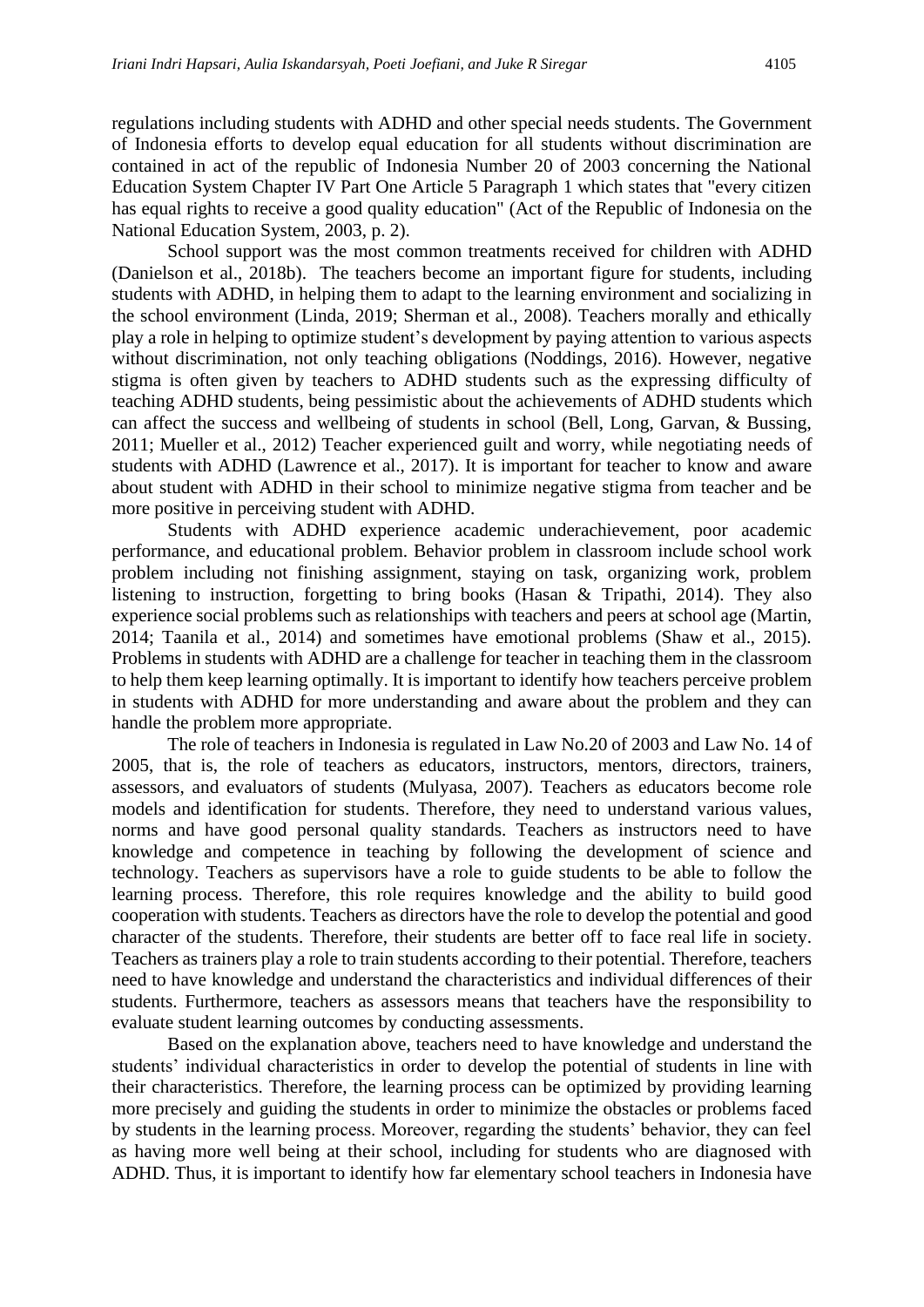regulations including students with ADHD and other special needs students. The Government of Indonesia efforts to develop equal education for all students without discrimination are contained in act of the republic of Indonesia Number 20 of 2003 concerning the National Education System Chapter IV Part One Article 5 Paragraph 1 which states that "every citizen has equal rights to receive a good quality education" (Act of the Republic of Indonesia on the National Education System, 2003, p. 2).

School support was the most common treatments received for children with ADHD (Danielson et al., 2018b). The teachers become an important figure for students, including students with ADHD, in helping them to adapt to the learning environment and socializing in the school environment (Linda, 2019; Sherman et al., 2008). Teachers morally and ethically play a role in helping to optimize student's development by paying attention to various aspects without discrimination, not only teaching obligations (Noddings, 2016). However, negative stigma is often given by teachers to ADHD students such as the expressing difficulty of teaching ADHD students, being pessimistic about the achievements of ADHD students which can affect the success and wellbeing of students in school (Bell, Long, Garvan, & Bussing, 2011; Mueller et al., 2012) Teacher experienced guilt and worry, while negotiating needs of students with ADHD (Lawrence et al., 2017). It is important for teacher to know and aware about student with ADHD in their school to minimize negative stigma from teacher and be more positive in perceiving student with ADHD.

Students with ADHD experience academic underachievement, poor academic performance, and educational problem. Behavior problem in classroom include school work problem including not finishing assignment, staying on task, organizing work, problem listening to instruction, forgetting to bring books (Hasan & Tripathi, 2014). They also experience social problems such as relationships with teachers and peers at school age (Martin, 2014; Taanila et al., 2014) and sometimes have emotional problems (Shaw et al., 2015). Problems in students with ADHD are a challenge for teacher in teaching them in the classroom to help them keep learning optimally. It is important to identify how teachers perceive problem in students with ADHD for more understanding and aware about the problem and they can handle the problem more appropriate.

The role of teachers in Indonesia is regulated in Law No.20 of 2003 and Law No. 14 of 2005, that is, the role of teachers as educators, instructors, mentors, directors, trainers, assessors, and evaluators of students (Mulyasa, 2007). Teachers as educators become role models and identification for students. Therefore, they need to understand various values, norms and have good personal quality standards. Teachers as instructors need to have knowledge and competence in teaching by following the development of science and technology. Teachers as supervisors have a role to guide students to be able to follow the learning process. Therefore, this role requires knowledge and the ability to build good cooperation with students. Teachers as directors have the role to develop the potential and good character of the students. Therefore, their students are better off to face real life in society. Teachers as trainers play a role to train students according to their potential. Therefore, teachers need to have knowledge and understand the characteristics and individual differences of their students. Furthermore, teachers as assessors means that teachers have the responsibility to evaluate student learning outcomes by conducting assessments.

Based on the explanation above, teachers need to have knowledge and understand the students' individual characteristics in order to develop the potential of students in line with their characteristics. Therefore, the learning process can be optimized by providing learning more precisely and guiding the students in order to minimize the obstacles or problems faced by students in the learning process. Moreover, regarding the students' behavior, they can feel as having more well being at their school, including for students who are diagnosed with ADHD. Thus, it is important to identify how far elementary school teachers in Indonesia have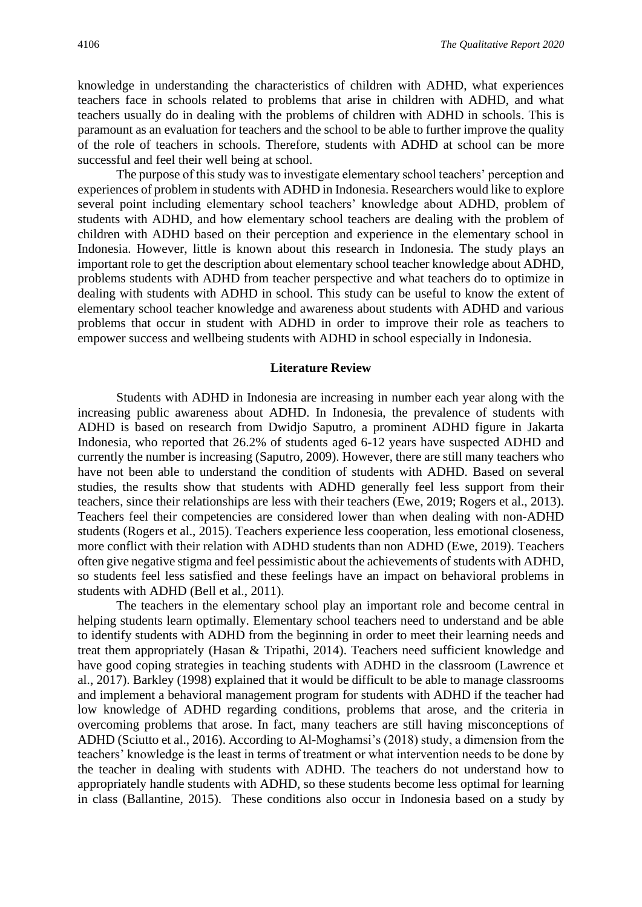knowledge in understanding the characteristics of children with ADHD, what experiences teachers face in schools related to problems that arise in children with ADHD, and what teachers usually do in dealing with the problems of children with ADHD in schools. This is paramount as an evaluation for teachers and the school to be able to further improve the quality of the role of teachers in schools. Therefore, students with ADHD at school can be more successful and feel their well being at school.

The purpose of this study was to investigate elementary school teachers' perception and experiences of problem in students with ADHD in Indonesia. Researchers would like to explore several point including elementary school teachers' knowledge about ADHD, problem of students with ADHD, and how elementary school teachers are dealing with the problem of children with ADHD based on their perception and experience in the elementary school in Indonesia. However, little is known about this research in Indonesia. The study plays an important role to get the description about elementary school teacher knowledge about ADHD, problems students with ADHD from teacher perspective and what teachers do to optimize in dealing with students with ADHD in school. This study can be useful to know the extent of elementary school teacher knowledge and awareness about students with ADHD and various problems that occur in student with ADHD in order to improve their role as teachers to empower success and wellbeing students with ADHD in school especially in Indonesia.

## Literature Review

Students with ADHD in Indonesia are increasing in number each year along with the increasing public awareness about ADHD. In Indonesia, the prevalence of students with ADHD is based on research from Dwidjo Saputro, a prominent ADHD figure in Jakarta Indonesia, who reported that 26.2% of students aged 6-12 years have suspected ADHD and currently the number is increasing (Saputro, 2009). However, there are still many teachers who have not been able to understand the condition of students with ADHD. Based on several studies, the results show that students with ADHD generally feel less support from their teachers, since their relationships are less with their teachers (Ewe, 2019; Rogers et al., 2013). Teachers feel their competencies are considered lower than when dealing with non-ADHD students (Rogers et al., 2015). Teachers experience less cooperation, less emotional closeness, more conflict with their relation with ADHD students than non ADHD (Ewe, 2019). Teachers often give negative stigma and feel pessimistic about the achievements of students with ADHD, so students feel less satisfied and these feelings have an impact on behavioral problems in students with ADHD (Bell et al., 2011).

The teachers in the elementary school play an important role and become central in helping students learn optimally. Elementary school teachers need to understand and be able to identify students with ADHD from the beginning in order to meet their learning needs and treat them appropriately (Hasan & Tripathi, 2014). Teachers need sufficient knowledge and have good coping strategies in teaching students with ADHD in the classroom (Lawrence et al., 2017). Barkley (1998) explained that it would be difficult to be able to manage classrooms and implement a behavioral management program for students with ADHD if the teacher had low knowledge of ADHD regarding conditions, problems that arose, and the criteria in overcoming problems that arose. In fact, many teachers are still having misconceptions of ADHD (Sciutto et al., 2016). According to Al-Moghamsi's (2018) study, a dimension from the teachers' knowledge is the least in terms of treatment or what intervention needs to be done by the teacher in dealing with students with ADHD. The teachers do not understand how to appropriately handle students with ADHD, so these students become less optimal for learning in class (Ballantine, 2015). These conditions also occur in Indonesia based on a study by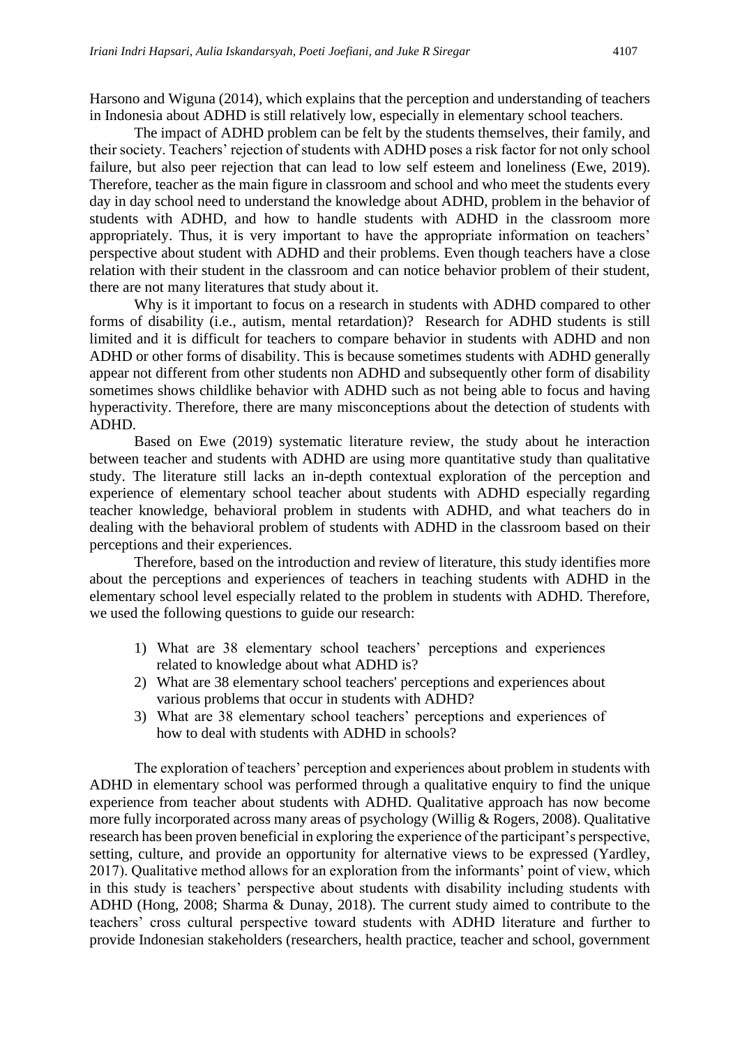Harsono and Wiguna (2014), which explains that the perception and understanding of teachers in Indonesia about ADHD is still relatively low, especially in elementary school teachers.

The impact of ADHD problem can be felt by the students themselves, their family, and their society. Teachers' rejection of students with ADHD poses a risk factor for not only school failure, but also peer rejection that can lead to low self esteem and loneliness (Ewe, 2019). Therefore, teacher as the main figure in classroom and school and who meet the students every day in day school need to understand the knowledge about ADHD, problem in the behavior of students with ADHD, and how to handle students with ADHD in the classroom more appropriately. Thus, it is very important to have the appropriate information on teachers' perspective about student with ADHD and their problems. Even though teachers have a close relation with their student in the classroom and can notice behavior problem of their student, there are not many literatures that study about it.

Why is it important to focus on a research in students with ADHD compared to other forms of disability (i.e., autism, mental retardation)? Research for ADHD students is still limited and it is difficult for teachers to compare behavior in students with ADHD and non ADHD or other forms of disability. This is because sometimes students with ADHD generally appear not different from other students non ADHD and subsequently other form of disability sometimes shows childlike behavior with ADHD such as not being able to focus and having hyperactivity. Therefore, there are many misconceptions about the detection of students with ADHD.

Based on Ewe (2019) systematic literature review, the study about he interaction between teacher and students with ADHD are using more quantitative study than qualitative study. The literature still lacks an in-depth contextual exploration of the perception and experience of elementary school teacher about students with ADHD especially regarding teacher knowledge, behavioral problem in students with ADHD, and what teachers do in dealing with the behavioral problem of students with ADHD in the classroom based on their perceptions and their experiences.

Therefore, based on the introduction and review of literature, this study identifies more about the perceptions and experiences of teachers in teaching students with ADHD in the elementary school level especially related to the problem in students with ADHD. Therefore, we used the following questions to guide our research:

1) What are 38 elementary school teachers' perceptions and experiences related to knowledge about what ADHD is?
2) What are 38 elementary school teachers' perceptions and experiences about various problems that occur in students with ADHD?
3) What are 38 elementary school teachers' perceptions and experiences of how to deal with students with ADHD in schools?

The exploration of teachers' perception and experiences about problem in students with ADHD in elementary school was performed through a qualitative enquiry to find the unique experience from teacher about students with ADHD. Qualitative approach has now become more fully incorporated across many areas of psychology (Willig & Rogers, 2008). Qualitative research has been proven beneficial in exploring the experience of the participant's perspective, setting, culture, and provide an opportunity for alternative views to be expressed (Yardley, 2017). Qualitative method allows for an exploration from the informants' point of view, which in this study is teachers' perspective about students with disability including students with ADHD (Hong, 2008; Sharma & Dunay, 2018). The current study aimed to contribute to the teachers' cross cultural perspective toward students with ADHD literature and further to provide Indonesian stakeholders (researchers, health practice, teacher and school, government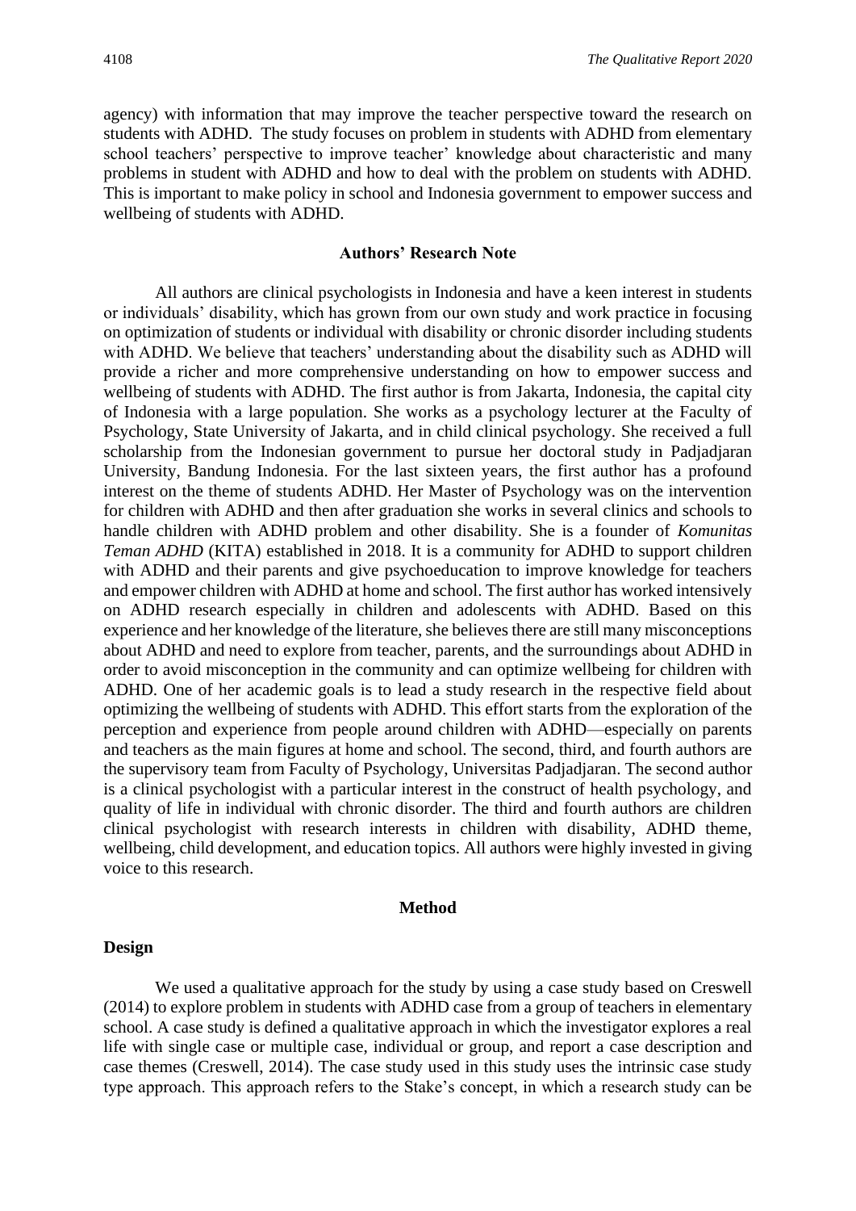agency) with information that may improve the teacher perspective toward the research on students with ADHD. The study focuses on problem in students with ADHD from elementary school teachers' perspective to improve teacher' knowledge about characteristic and many problems in student with ADHD and how to deal with the problem on students with ADHD. This is important to make policy in school and Indonesia government to empower success and wellbeing of students with ADHD.

## Authors' Research Note

All authors are clinical psychologists in Indonesia and have a keen interest in students or individuals' disability, which has grown from our own study and work practice in focusing on optimization of students or individual with disability or chronic disorder including students with ADHD. We believe that teachers' understanding about the disability such as ADHD will provide a richer and more comprehensive understanding on how to empower success and wellbeing of students with ADHD. The first author is from Jakarta, Indonesia, the capital city of Indonesia with a large population. She works as a psychology lecturer at the Faculty of Psychology, State University of Jakarta, and in child clinical psychology. She received a full scholarship from the Indonesian government to pursue her doctoral study in Padjadjaran University, Bandung Indonesia. For the last sixteen years, the first author has a profound interest on the theme of students ADHD. Her Master of Psychology was on the intervention for children with ADHD and then after graduation she works in several clinics and schools to handle children with ADHD problem and other disability. She is a founder of *Komunitas Teman ADHD* (KITA) established in 2018. It is a community for ADHD to support children with ADHD and their parents and give psychoeducation to improve knowledge for teachers and empower children with ADHD at home and school. The first author has worked intensively on ADHD research especially in children and adolescents with ADHD. Based on this experience and her knowledge of the literature, she believes there are still many misconceptions about ADHD and need to explore from teacher, parents, and the surroundings about ADHD in order to avoid misconception in the community and can optimize wellbeing for children with ADHD. One of her academic goals is to lead a study research in the respective field about optimizing the wellbeing of students with ADHD. This effort starts from the exploration of the perception and experience from people around children with ADHD—especially on parents and teachers as the main figures at home and school. The second, third, and fourth authors are the supervisory team from Faculty of Psychology, Universitas Padjadjaran. The second author is a clinical psychologist with a particular interest in the construct of health psychology, and quality of life in individual with chronic disorder. The third and fourth authors are children clinical psychologist with research interests in children with disability, ADHD theme, wellbeing, child development, and education topics. All authors were highly invested in giving voice to this research.

## Method

### Design

We used a qualitative approach for the study by using a case study based on Creswell (2014) to explore problem in students with ADHD case from a group of teachers in elementary school. A case study is defined a qualitative approach in which the investigator explores a real life with single case or multiple case, individual or group, and report a case description and case themes (Creswell, 2014). The case study used in this study uses the intrinsic case study type approach. This approach refers to the Stake's concept, in which a research study can be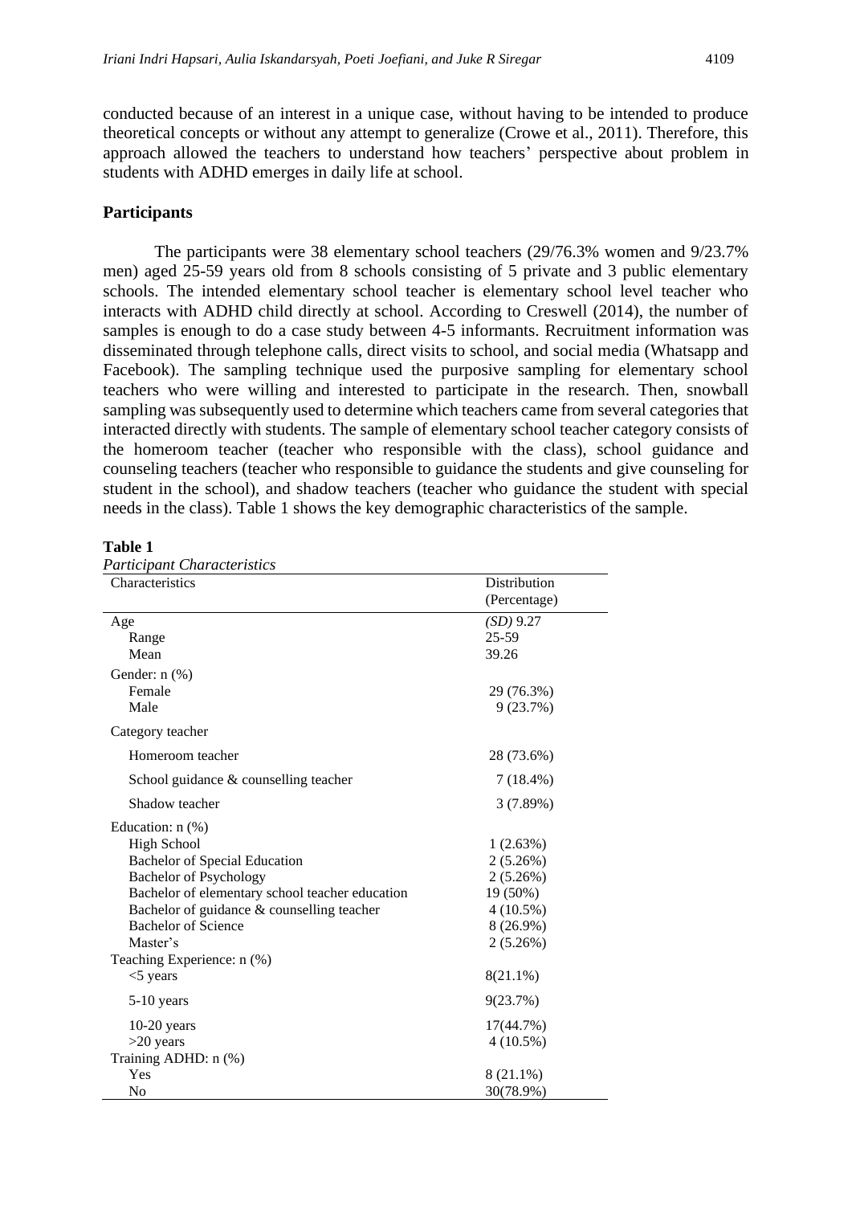conducted because of an interest in a unique case, without having to be intended to produce theoretical concepts or without any attempt to generalize (Crowe et al., 2011). Therefore, this approach allowed the teachers to understand how teachers' perspective about problem in students with ADHD emerges in daily life at school.

## Participants

The participants were 38 elementary school teachers (29/76.3% women and 9/23.7% men) aged 25-59 years old from 8 schools consisting of 5 private and 3 public elementary schools. The intended elementary school teacher is elementary school level teacher who interacts with ADHD child directly at school. According to Creswell (2014), the number of samples is enough to do a case study between 4-5 informants. Recruitment information was disseminated through telephone calls, direct visits to school, and social media (Whatsapp and Facebook). The sampling technique used the purposive sampling for elementary school teachers who were willing and interested to participate in the research. Then, snowball sampling was subsequently used to determine which teachers came from several categories that interacted directly with students. The sample of elementary school teacher category consists of the homeroom teacher (teacher who responsible with the class), school guidance and counseling teachers (teacher who responsible to guidance the students and give counseling for student in the school), and shadow teachers (teacher who guidance the student with special needs in the class). Table 1 shows the key demographic characteristics of the sample.

**Table 1**
*Participant Characteristics*

| Characteristics | Distribution (Percentage) |
|---|---|
| Age | *(SD)* 9.27 |
| Range | 25-59 |
| Mean | 39.26 |
| Gender: n (%) | |
| Female | 29 (76.3%) |
| Male | 9 (23.7%) |
| Category teacher | |
| Homeroom teacher | 28 (73.6%) |
| School guidance & counselling teacher | 7 (18.4%) |
| Shadow teacher | 3 (7.89%) |
| Education: n (%) | |
| High School | 1 (2.63%) |
| Bachelor of Special Education | 2 (5.26%) |
| Bachelor of Psychology | 2 (5.26%) |
| Bachelor of elementary school teacher education | 19 (50%) |
| Bachelor of guidance & counselling teacher | 4 (10.5%) |
| Bachelor of Science | 8 (26.9%) |
| Master's | 2 (5.26%) |
| Teaching Experience: n (%) | |
| <5 years | 8(21.1%) |
| 5-10 years | 9(23.7%) |
| 10-20 years | 17(44.7%) |
| >20 years | 4 (10.5%) |
| Training ADHD: n (%) | |
| Yes | 8 (21.1%) |
| No | 30(78.9%) |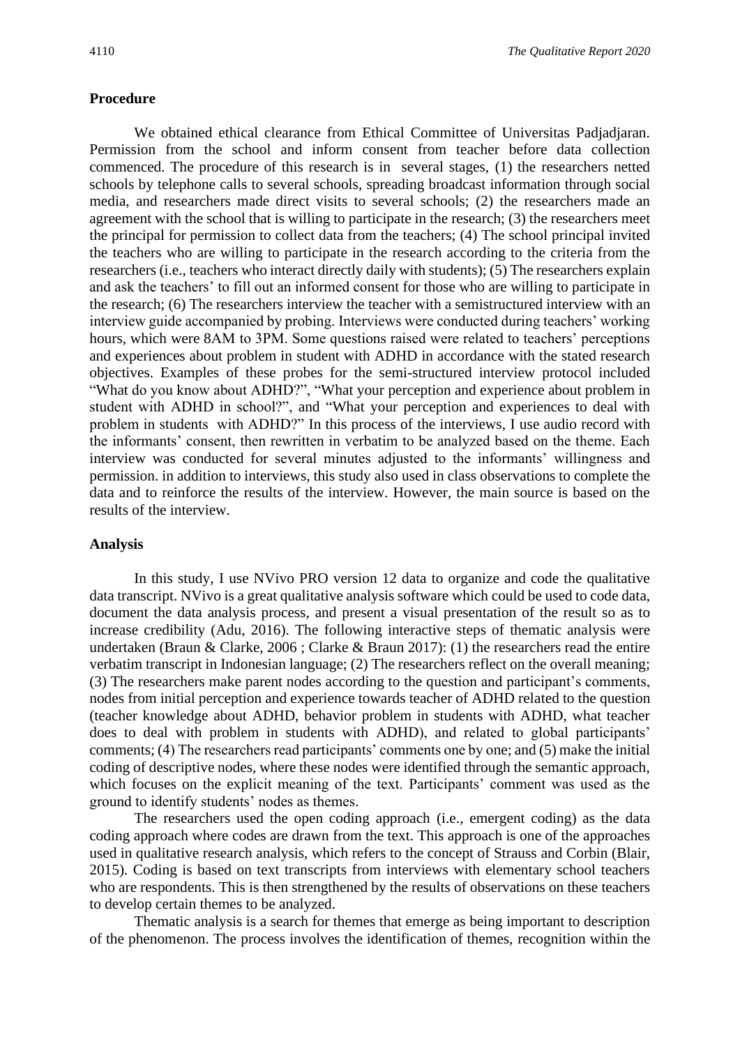## Procedure

We obtained ethical clearance from Ethical Committee of Universitas Padjadjaran. Permission from the school and inform consent from teacher before data collection commenced. The procedure of this research is in several stages, (1) the researchers netted schools by telephone calls to several schools, spreading broadcast information through social media, and researchers made direct visits to several schools; (2) the researchers made an agreement with the school that is willing to participate in the research; (3) the researchers meet the principal for permission to collect data from the teachers; (4) The school principal invited the teachers who are willing to participate in the research according to the criteria from the researchers (i.e., teachers who interact directly daily with students); (5) The researchers explain and ask the teachers' to fill out an informed consent for those who are willing to participate in the research; (6) The researchers interview the teacher with a semistructured interview with an interview guide accompanied by probing. Interviews were conducted during teachers' working hours, which were 8AM to 3PM. Some questions raised were related to teachers' perceptions and experiences about problem in student with ADHD in accordance with the stated research objectives. Examples of these probes for the semi-structured interview protocol included "What do you know about ADHD?", "What your perception and experience about problem in student with ADHD in school?", and "What your perception and experiences to deal with problem in students with ADHD?" In this process of the interviews, I use audio record with the informants' consent, then rewritten in verbatim to be analyzed based on the theme. Each interview was conducted for several minutes adjusted to the informants' willingness and permission. in addition to interviews, this study also used in class observations to complete the data and to reinforce the results of the interview. However, the main source is based on the results of the interview.

## Analysis

In this study, I use NVivo PRO version 12 data to organize and code the qualitative data transcript. NVivo is a great qualitative analysis software which could be used to code data, document the data analysis process, and present a visual presentation of the result so as to increase credibility (Adu, 2016). The following interactive steps of thematic analysis were undertaken (Braun & Clarke, 2006 ; Clarke & Braun 2017): (1) the researchers read the entire verbatim transcript in Indonesian language; (2) The researchers reflect on the overall meaning; (3) The researchers make parent nodes according to the question and participant's comments, nodes from initial perception and experience towards teacher of ADHD related to the question (teacher knowledge about ADHD, behavior problem in students with ADHD, what teacher does to deal with problem in students with ADHD), and related to global participants' comments; (4) The researchers read participants' comments one by one; and (5) make the initial coding of descriptive nodes, where these nodes were identified through the semantic approach, which focuses on the explicit meaning of the text. Participants' comment was used as the ground to identify students' nodes as themes.

The researchers used the open coding approach (i.e., emergent coding) as the data coding approach where codes are drawn from the text. This approach is one of the approaches used in qualitative research analysis, which refers to the concept of Strauss and Corbin (Blair, 2015). Coding is based on text transcripts from interviews with elementary school teachers who are respondents. This is then strengthened by the results of observations on these teachers to develop certain themes to be analyzed.

Thematic analysis is a search for themes that emerge as being important to description of the phenomenon. The process involves the identification of themes, recognition within the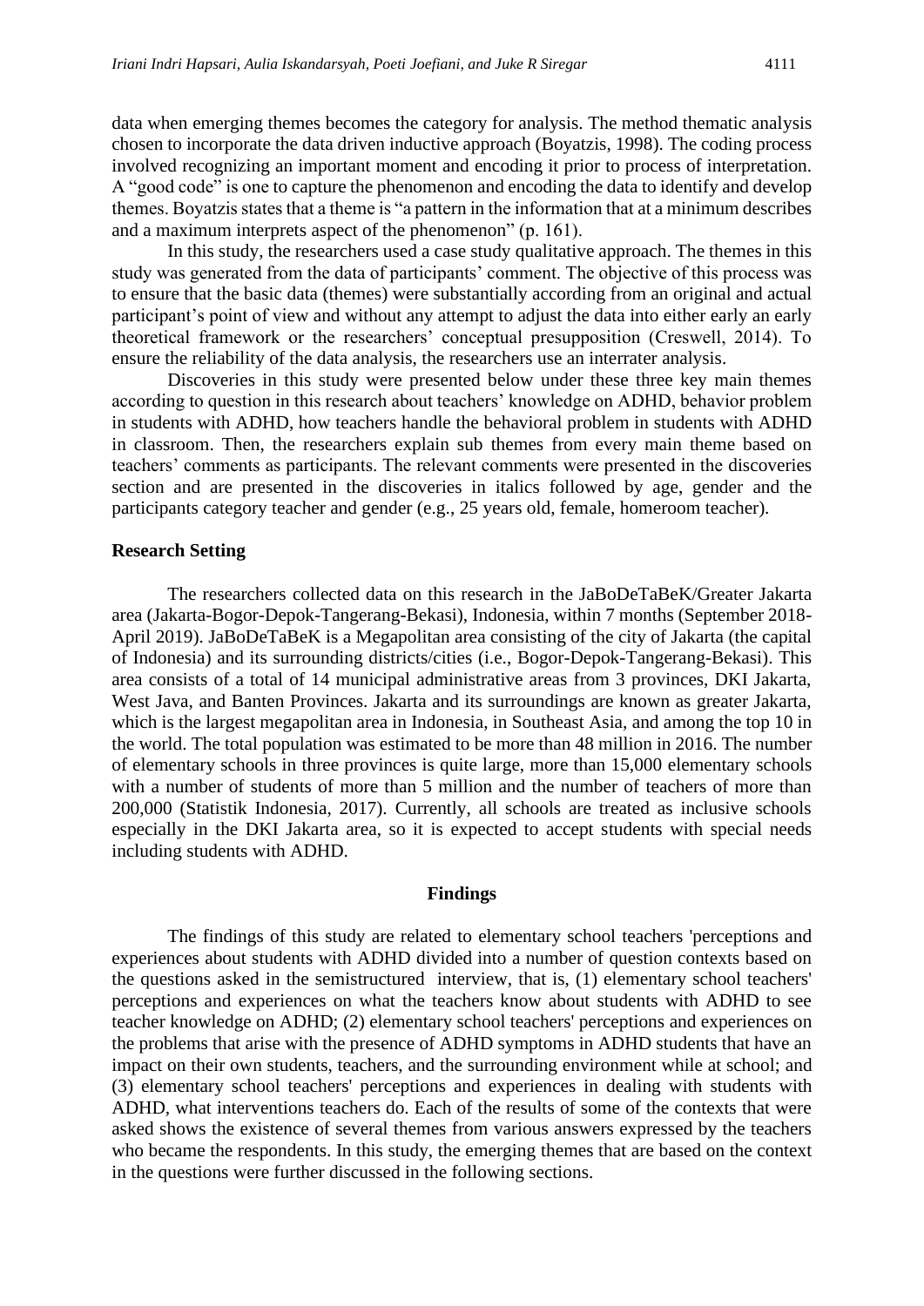data when emerging themes becomes the category for analysis. The method thematic analysis chosen to incorporate the data driven inductive approach (Boyatzis, 1998). The coding process involved recognizing an important moment and encoding it prior to process of interpretation. A "good code" is one to capture the phenomenon and encoding the data to identify and develop themes. Boyatzis states that a theme is "a pattern in the information that at a minimum describes and a maximum interprets aspect of the phenomenon" (p. 161).

In this study, the researchers used a case study qualitative approach. The themes in this study was generated from the data of participants' comment. The objective of this process was to ensure that the basic data (themes) were substantially according from an original and actual participant's point of view and without any attempt to adjust the data into either early an early theoretical framework or the researchers' conceptual presupposition (Creswell, 2014). To ensure the reliability of the data analysis, the researchers use an interrater analysis.

Discoveries in this study were presented below under these three key main themes according to question in this research about teachers' knowledge on ADHD, behavior problem in students with ADHD, how teachers handle the behavioral problem in students with ADHD in classroom. Then, the researchers explain sub themes from every main theme based on teachers' comments as participants. The relevant comments were presented in the discoveries section and are presented in the discoveries in italics followed by age, gender and the participants category teacher and gender (e.g., 25 years old, female, homeroom teacher).

### Research Setting

The researchers collected data on this research in the JaBoDeTaBeK/Greater Jakarta area (Jakarta-Bogor-Depok-Tangerang-Bekasi), Indonesia, within 7 months (September 2018-April 2019). JaBoDeTaBeK is a Megapolitan area consisting of the city of Jakarta (the capital of Indonesia) and its surrounding districts/cities (i.e., Bogor-Depok-Tangerang-Bekasi). This area consists of a total of 14 municipal administrative areas from 3 provinces, DKI Jakarta, West Java, and Banten Provinces. Jakarta and its surroundings are known as greater Jakarta, which is the largest megapolitan area in Indonesia, in Southeast Asia, and among the top 10 in the world. The total population was estimated to be more than 48 million in 2016. The number of elementary schools in three provinces is quite large, more than 15,000 elementary schools with a number of students of more than 5 million and the number of teachers of more than 200,000 (Statistik Indonesia, 2017). Currently, all schools are treated as inclusive schools especially in the DKI Jakarta area, so it is expected to accept students with special needs including students with ADHD.

## Findings

The findings of this study are related to elementary school teachers 'perceptions and experiences about students with ADHD divided into a number of question contexts based on the questions asked in the semistructured interview, that is, (1) elementary school teachers' perceptions and experiences on what the teachers know about students with ADHD to see teacher knowledge on ADHD; (2) elementary school teachers' perceptions and experiences on the problems that arise with the presence of ADHD symptoms in ADHD students that have an impact on their own students, teachers, and the surrounding environment while at school; and (3) elementary school teachers' perceptions and experiences in dealing with students with ADHD, what interventions teachers do. Each of the results of some of the contexts that were asked shows the existence of several themes from various answers expressed by the teachers who became the respondents. In this study, the emerging themes that are based on the context in the questions were further discussed in the following sections.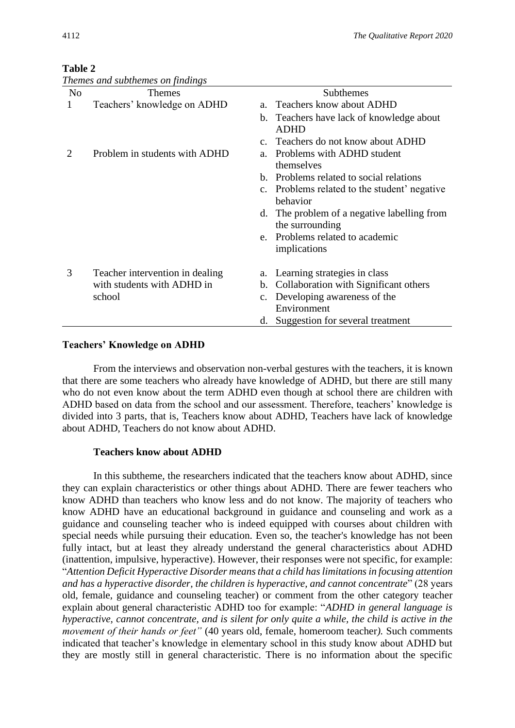**Table 2**

*Themes and subthemes on findings*

| No | Themes | Subthemes |
|---|---|---|
| 1 | Teachers' knowledge on ADHD | a. Teachers know about ADHD<br>b. Teachers have lack of knowledge about ADHD<br>c. Teachers do not know about ADHD |
| 2 | Problem in students with ADHD | a. Problems with ADHD student themselves<br>b. Problems related to social relations<br>c. Problems related to the student' negative behavior<br>d. The problem of a negative labelling from the surrounding<br>e. Problems related to academic implications |
| 3 | Teacher intervention in dealing with students with ADHD in school | a. Learning strategies in class<br>b. Collaboration with Significant others<br>c. Developing awareness of the Environment<br>d. Suggestion for several treatment |

## Teachers' Knowledge on ADHD

From the interviews and observation non-verbal gestures with the teachers, it is known that there are some teachers who already have knowledge of ADHD, but there are still many who do not even know about the term ADHD even though at school there are children with ADHD based on data from the school and our assessment. Therefore, teachers' knowledge is divided into 3 parts, that is, Teachers know about ADHD, Teachers have lack of knowledge about ADHD, Teachers do not know about ADHD.

### Teachers know about ADHD

In this subtheme, the researchers indicated that the teachers know about ADHD, since they can explain characteristics or other things about ADHD. There are fewer teachers who know ADHD than teachers who know less and do not know. The majority of teachers who know ADHD have an educational background in guidance and counseling and work as a guidance and counseling teacher who is indeed equipped with courses about children with special needs while pursuing their education. Even so, the teacher's knowledge has not been fully intact, but at least they already understand the general characteristics about ADHD (inattention, impulsive, hyperactive). However, their responses were not specific, for example: "*Attention Deficit Hyperactive Disorder means that a child has limitations in focusing attention and has a hyperactive disorder, the children is hyperactive, and cannot concentrate*" (28 years old, female, guidance and counseling teacher) or comment from the other category teacher explain about general characteristic ADHD too for example: "*ADHD in general language is hyperactive, cannot concentrate, and is silent for only quite a while, the child is active in the movement of their hands or feet"* (40 years old, female, homeroom teacher). Such comments indicated that teacher's knowledge in elementary school in this study know about ADHD but they are mostly still in general characteristic. There is no information about the specific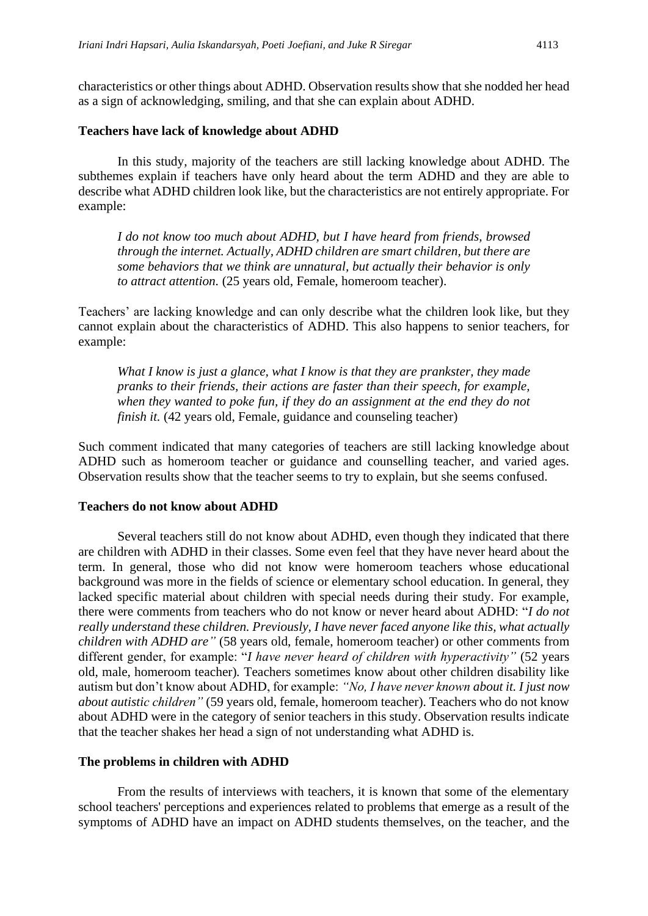characteristics or other things about ADHD. Observation results show that she nodded her head as a sign of acknowledging, smiling, and that she can explain about ADHD.

**Teachers have lack of knowledge about ADHD**

In this study, majority of the teachers are still lacking knowledge about ADHD. The subthemes explain if teachers have only heard about the term ADHD and they are able to describe what ADHD children look like, but the characteristics are not entirely appropriate. For example:

> *I do not know too much about ADHD, but I have heard from friends, browsed through the internet. Actually, ADHD children are smart children, but there are some behaviors that we think are unnatural, but actually their behavior is only to attract attention.* (25 years old, Female, homeroom teacher).

Teachers' are lacking knowledge and can only describe what the children look like, but they cannot explain about the characteristics of ADHD. This also happens to senior teachers, for example:

> *What I know is just a glance, what I know is that they are prankster, they made pranks to their friends, their actions are faster than their speech, for example, when they wanted to poke fun, if they do an assignment at the end they do not finish it.* (42 years old, Female, guidance and counseling teacher)

Such comment indicated that many categories of teachers are still lacking knowledge about ADHD such as homeroom teacher or guidance and counselling teacher, and varied ages. Observation results show that the teacher seems to try to explain, but she seems confused.

**Teachers do not know about ADHD**

Several teachers still do not know about ADHD, even though they indicated that there are children with ADHD in their classes. Some even feel that they have never heard about the term. In general, those who did not know were homeroom teachers whose educational background was more in the fields of science or elementary school education. In general, they lacked specific material about children with special needs during their study. For example, there were comments from teachers who do not know or never heard about ADHD: "*I do not really understand these children. Previously, I have never faced anyone like this, what actually children with ADHD are"* (58 years old, female, homeroom teacher) or other comments from different gender, for example: "*I have never heard of children with hyperactivity"* (52 years old, male, homeroom teacher). Teachers sometimes know about other children disability like autism but don't know about ADHD, for example: *"No, I have never known about it. I just now about autistic children"* (59 years old, female, homeroom teacher). Teachers who do not know about ADHD were in the category of senior teachers in this study. Observation results indicate that the teacher shakes her head a sign of not understanding what ADHD is.

**The problems in children with ADHD**

From the results of interviews with teachers, it is known that some of the elementary school teachers' perceptions and experiences related to problems that emerge as a result of the symptoms of ADHD have an impact on ADHD students themselves, on the teacher, and the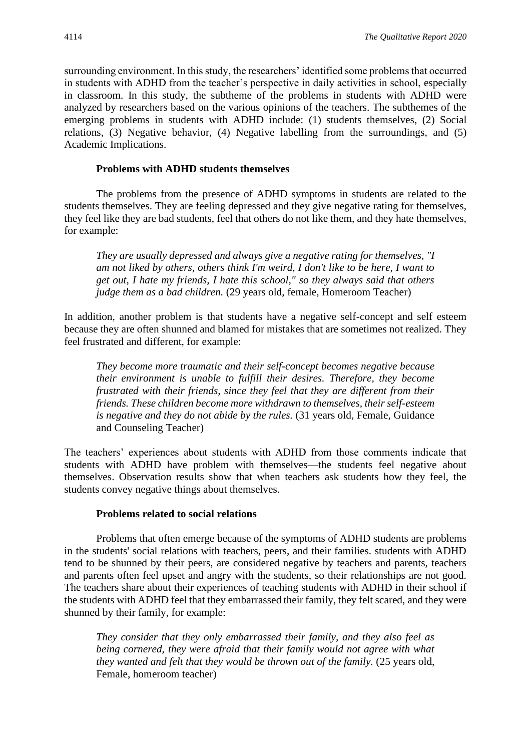surrounding environment. In this study, the researchers' identified some problems that occurred in students with ADHD from the teacher's perspective in daily activities in school, especially in classroom. In this study, the subtheme of the problems in students with ADHD were analyzed by researchers based on the various opinions of the teachers. The subthemes of the emerging problems in students with ADHD include: (1) students themselves, (2) Social relations, (3) Negative behavior, (4) Negative labelling from the surroundings, and (5) Academic Implications.

### Problems with ADHD students themselves

The problems from the presence of ADHD symptoms in students are related to the students themselves. They are feeling depressed and they give negative rating for themselves, they feel like they are bad students, feel that others do not like them, and they hate themselves, for example:

> *They are usually depressed and always give a negative rating for themselves, "I am not liked by others, others think I'm weird, I don't like to be here, I want to get out, I hate my friends, I hate this school," so they always said that others judge them as a bad children.* (29 years old, female, Homeroom Teacher)

In addition, another problem is that students have a negative self-concept and self esteem because they are often shunned and blamed for mistakes that are sometimes not realized. They feel frustrated and different, for example:

> *They become more traumatic and their self-concept becomes negative because their environment is unable to fulfill their desires. Therefore, they become frustrated with their friends, since they feel that they are different from their friends. These children become more withdrawn to themselves, their self-esteem is negative and they do not abide by the rules.* (31 years old, Female, Guidance and Counseling Teacher)

The teachers' experiences about students with ADHD from those comments indicate that students with ADHD have problem with themselves—the students feel negative about themselves. Observation results show that when teachers ask students how they feel, the students convey negative things about themselves.

### Problems related to social relations

Problems that often emerge because of the symptoms of ADHD students are problems in the students' social relations with teachers, peers, and their families. students with ADHD tend to be shunned by their peers, are considered negative by teachers and parents, teachers and parents often feel upset and angry with the students, so their relationships are not good. The teachers share about their experiences of teaching students with ADHD in their school if the students with ADHD feel that they embarrassed their family, they felt scared, and they were shunned by their family, for example:

> *They consider that they only embarrassed their family, and they also feel as being cornered, they were afraid that their family would not agree with what they wanted and felt that they would be thrown out of the family.* (25 years old, Female, homeroom teacher)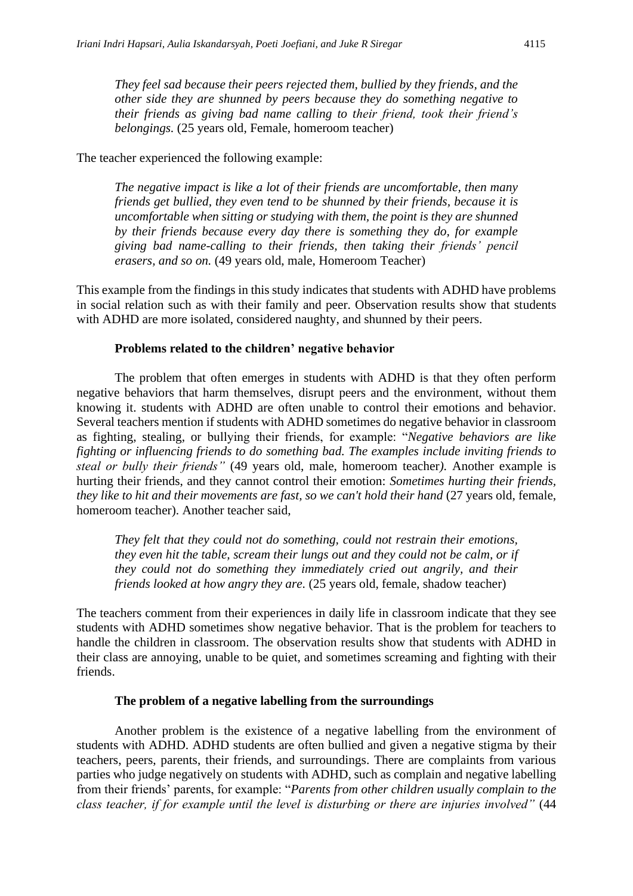> *They feel sad because their peers rejected them, bullied by they friends, and the other side they are shunned by peers because they do something negative to their friends as giving bad name calling to their friend, took their friend's belongings.* (25 years old, Female, homeroom teacher)

The teacher experienced the following example:

> *The negative impact is like a lot of their friends are uncomfortable, then many friends get bullied, they even tend to be shunned by their friends, because it is uncomfortable when sitting or studying with them, the point is they are shunned by their friends because every day there is something they do, for example giving bad name-calling to their friends, then taking their friends' pencil erasers, and so on.* (49 years old, male, Homeroom Teacher)

This example from the findings in this study indicates that students with ADHD have problems in social relation such as with their family and peer. Observation results show that students with ADHD are more isolated, considered naughty, and shunned by their peers.

**Problems related to the children' negative behavior**

The problem that often emerges in students with ADHD is that they often perform negative behaviors that harm themselves, disrupt peers and the environment, without them knowing it. students with ADHD are often unable to control their emotions and behavior. Several teachers mention if students with ADHD sometimes do negative behavior in classroom as fighting, stealing, or bullying their friends, for example: "*Negative behaviors are like fighting or influencing friends to do something bad. The examples include inviting friends to steal or bully their friends"* (49 years old, male, homeroom teacher). Another example is hurting their friends, and they cannot control their emotion: *Sometimes hurting their friends, they like to hit and their movements are fast, so we can't hold their hand* (27 years old, female, homeroom teacher). Another teacher said,

> *They felt that they could not do something, could not restrain their emotions, they even hit the table, scream their lungs out and they could not be calm, or if they could not do something they immediately cried out angrily, and their friends looked at how angry they are.* (25 years old, female, shadow teacher)

The teachers comment from their experiences in daily life in classroom indicate that they see students with ADHD sometimes show negative behavior. That is the problem for teachers to handle the children in classroom. The observation results show that students with ADHD in their class are annoying, unable to be quiet, and sometimes screaming and fighting with their friends.

**The problem of a negative labelling from the surroundings**

Another problem is the existence of a negative labelling from the environment of students with ADHD. ADHD students are often bullied and given a negative stigma by their teachers, peers, parents, their friends, and surroundings. There are complaints from various parties who judge negatively on students with ADHD, such as complain and negative labelling from their friends' parents, for example: "*Parents from other children usually complain to the class teacher, if for example until the level is disturbing or there are injuries involved"* (44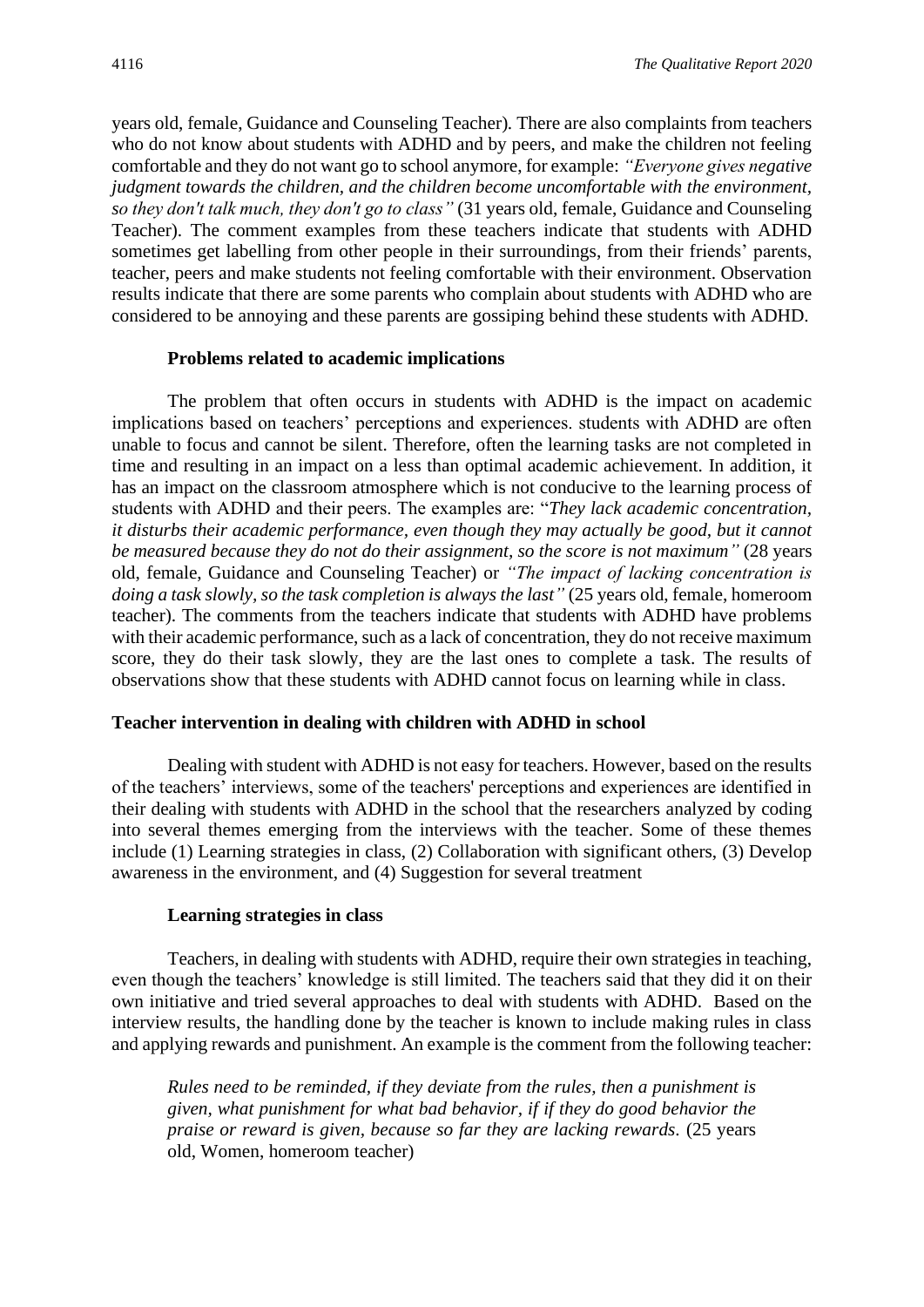years old, female, Guidance and Counseling Teacher). There are also complaints from teachers who do not know about students with ADHD and by peers, and make the children not feeling comfortable and they do not want go to school anymore, for example: *"Everyone gives negative judgment towards the children, and the children become uncomfortable with the environment, so they don't talk much, they don't go to class"* (31 years old, female, Guidance and Counseling Teacher). The comment examples from these teachers indicate that students with ADHD sometimes get labelling from other people in their surroundings, from their friends' parents, teacher, peers and make students not feeling comfortable with their environment. Observation results indicate that there are some parents who complain about students with ADHD who are considered to be annoying and these parents are gossiping behind these students with ADHD.

#### Problems related to academic implications

The problem that often occurs in students with ADHD is the impact on academic implications based on teachers' perceptions and experiences. students with ADHD are often unable to focus and cannot be silent. Therefore, often the learning tasks are not completed in time and resulting in an impact on a less than optimal academic achievement. In addition, it has an impact on the classroom atmosphere which is not conducive to the learning process of students with ADHD and their peers. The examples are: "*They lack academic concentration, it disturbs their academic performance, even though they may actually be good, but it cannot be measured because they do not do their assignment, so the score is not maximum"* (28 years old, female, Guidance and Counseling Teacher) or *"The impact of lacking concentration is doing a task slowly, so the task completion is always the last"* (25 years old, female, homeroom teacher). The comments from the teachers indicate that students with ADHD have problems with their academic performance, such as a lack of concentration, they do not receive maximum score, they do their task slowly, they are the last ones to complete a task. The results of observations show that these students with ADHD cannot focus on learning while in class.

### Teacher intervention in dealing with children with ADHD in school

Dealing with student with ADHD is not easy for teachers. However, based on the results of the teachers' interviews, some of the teachers' perceptions and experiences are identified in their dealing with students with ADHD in the school that the researchers analyzed by coding into several themes emerging from the interviews with the teacher. Some of these themes include (1) Learning strategies in class, (2) Collaboration with significant others, (3) Develop awareness in the environment, and (4) Suggestion for several treatment

#### Learning strategies in class

Teachers, in dealing with students with ADHD, require their own strategies in teaching, even though the teachers' knowledge is still limited. The teachers said that they did it on their own initiative and tried several approaches to deal with students with ADHD. Based on the interview results, the handling done by the teacher is known to include making rules in class and applying rewards and punishment. An example is the comment from the following teacher:

> *Rules need to be reminded, if they deviate from the rules, then a punishment is given, what punishment for what bad behavior, if if they do good behavior the praise or reward is given, because so far they are lacking rewards.* (25 years old, Women, homeroom teacher)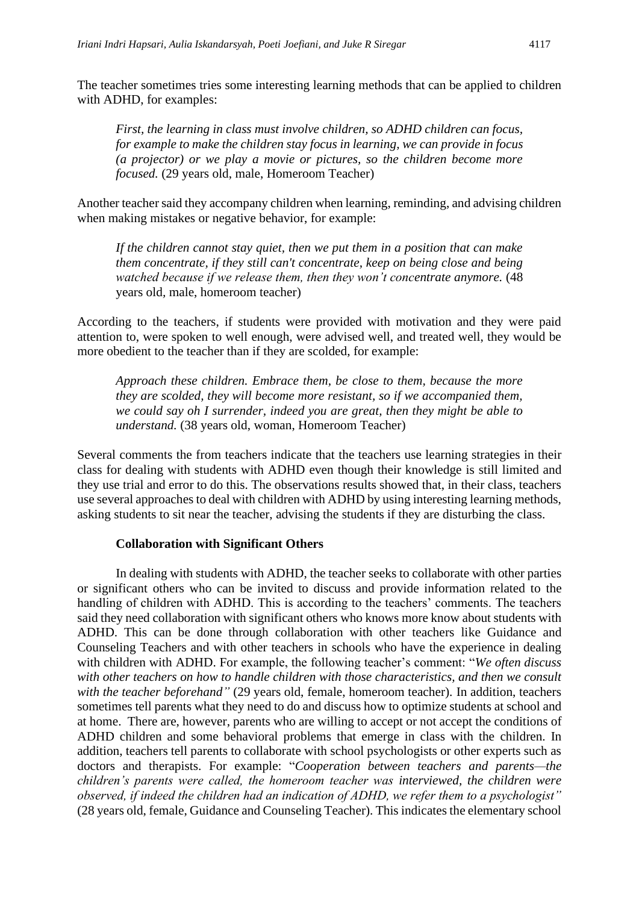The teacher sometimes tries some interesting learning methods that can be applied to children with ADHD, for examples:

> *First, the learning in class must involve children, so ADHD children can focus, for example to make the children stay focus in learning, we can provide in focus (a projector) or we play a movie or pictures, so the children become more focused.* (29 years old, male, Homeroom Teacher)

Another teacher said they accompany children when learning, reminding, and advising children when making mistakes or negative behavior, for example:

> *If the children cannot stay quiet, then we put them in a position that can make them concentrate, if they still can't concentrate, keep on being close and being watched because if we release them, then they won't concentrate anymore.* (48 years old, male, homeroom teacher)

According to the teachers, if students were provided with motivation and they were paid attention to, were spoken to well enough, were advised well, and treated well, they would be more obedient to the teacher than if they are scolded, for example:

> *Approach these children. Embrace them, be close to them, because the more they are scolded, they will become more resistant, so if we accompanied them, we could say oh I surrender, indeed you are great, then they might be able to understand.* (38 years old, woman, Homeroom Teacher)

Several comments the from teachers indicate that the teachers use learning strategies in their class for dealing with students with ADHD even though their knowledge is still limited and they use trial and error to do this. The observations results showed that, in their class, teachers use several approaches to deal with children with ADHD by using interesting learning methods, asking students to sit near the teacher, advising the students if they are disturbing the class.

### Collaboration with Significant Others

In dealing with students with ADHD, the teacher seeks to collaborate with other parties or significant others who can be invited to discuss and provide information related to the handling of children with ADHD. This is according to the teachers' comments. The teachers said they need collaboration with significant others who knows more know about students with ADHD. This can be done through collaboration with other teachers like Guidance and Counseling Teachers and with other teachers in schools who have the experience in dealing with children with ADHD. For example, the following teacher's comment: "*We often discuss with other teachers on how to handle children with those characteristics, and then we consult with the teacher beforehand"* (29 years old, female, homeroom teacher). In addition, teachers sometimes tell parents what they need to do and discuss how to optimize students at school and at home. There are, however, parents who are willing to accept or not accept the conditions of ADHD children and some behavioral problems that emerge in class with the children. In addition, teachers tell parents to collaborate with school psychologists or other experts such as doctors and therapists. For example: "*Cooperation between teachers and parents—the children's parents were called, the homeroom teacher was interviewed, the children were observed, if indeed the children had an indication of ADHD, we refer them to a psychologist"* (28 years old, female, Guidance and Counseling Teacher). This indicates the elementary school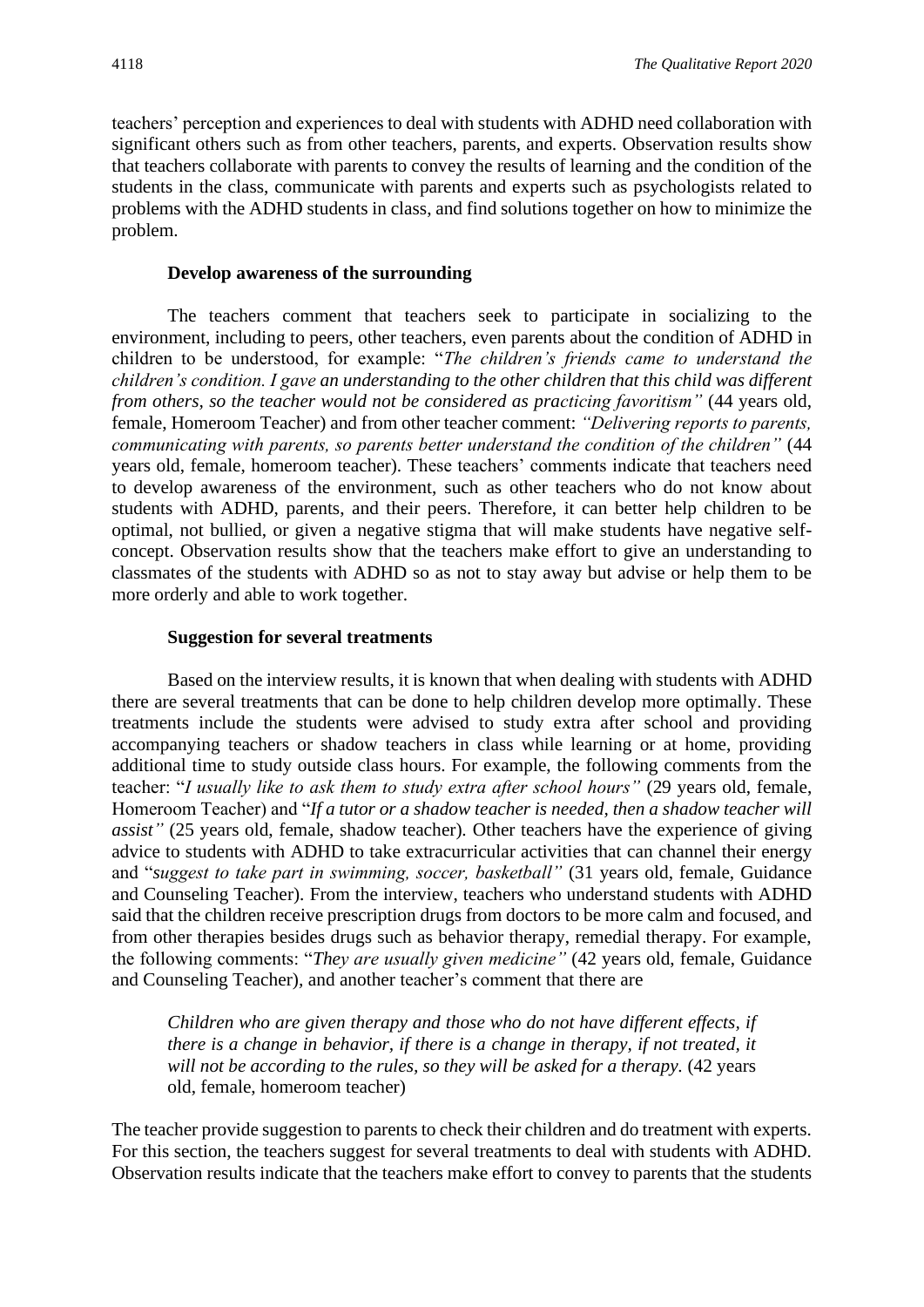teachers' perception and experiences to deal with students with ADHD need collaboration with significant others such as from other teachers, parents, and experts. Observation results show that teachers collaborate with parents to convey the results of learning and the condition of the students in the class, communicate with parents and experts such as psychologists related to problems with the ADHD students in class, and find solutions together on how to minimize the problem.

**Develop awareness of the surrounding**

The teachers comment that teachers seek to participate in socializing to the environment, including to peers, other teachers, even parents about the condition of ADHD in children to be understood, for example: "*The children's friends came to understand the children's condition. I gave an understanding to the other children that this child was different from others, so the teacher would not be considered as practicing favoritism"* (44 years old, female, Homeroom Teacher) and from other teacher comment: *"Delivering reports to parents, communicating with parents, so parents better understand the condition of the children"* (44 years old, female, homeroom teacher). These teachers' comments indicate that teachers need to develop awareness of the environment, such as other teachers who do not know about students with ADHD, parents, and their peers. Therefore, it can better help children to be optimal, not bullied, or given a negative stigma that will make students have negative self-concept. Observation results show that the teachers make effort to give an understanding to classmates of the students with ADHD so as not to stay away but advise or help them to be more orderly and able to work together.

**Suggestion for several treatments**

Based on the interview results, it is known that when dealing with students with ADHD there are several treatments that can be done to help children develop more optimally. These treatments include the students were advised to study extra after school and providing accompanying teachers or shadow teachers in class while learning or at home, providing additional time to study outside class hours. For example, the following comments from the teacher: "*I usually like to ask them to study extra after school hours"* (29 years old, female, Homeroom Teacher) and "*If a tutor or a shadow teacher is needed, then a shadow teacher will assist"* (25 years old, female, shadow teacher). Other teachers have the experience of giving advice to students with ADHD to take extracurricular activities that can channel their energy and "*suggest to take part in swimming, soccer, basketball"* (31 years old, female, Guidance and Counseling Teacher). From the interview, teachers who understand students with ADHD said that the children receive prescription drugs from doctors to be more calm and focused, and from other therapies besides drugs such as behavior therapy, remedial therapy. For example, the following comments: "*They are usually given medicine"* (42 years old, female, Guidance and Counseling Teacher), and another teacher's comment that there are

> *Children who are given therapy and those who do not have different effects, if there is a change in behavior, if there is a change in therapy, if not treated, it will not be according to the rules, so they will be asked for a therapy.* (42 years old, female, homeroom teacher)

The teacher provide suggestion to parents to check their children and do treatment with experts. For this section, the teachers suggest for several treatments to deal with students with ADHD. Observation results indicate that the teachers make effort to convey to parents that the students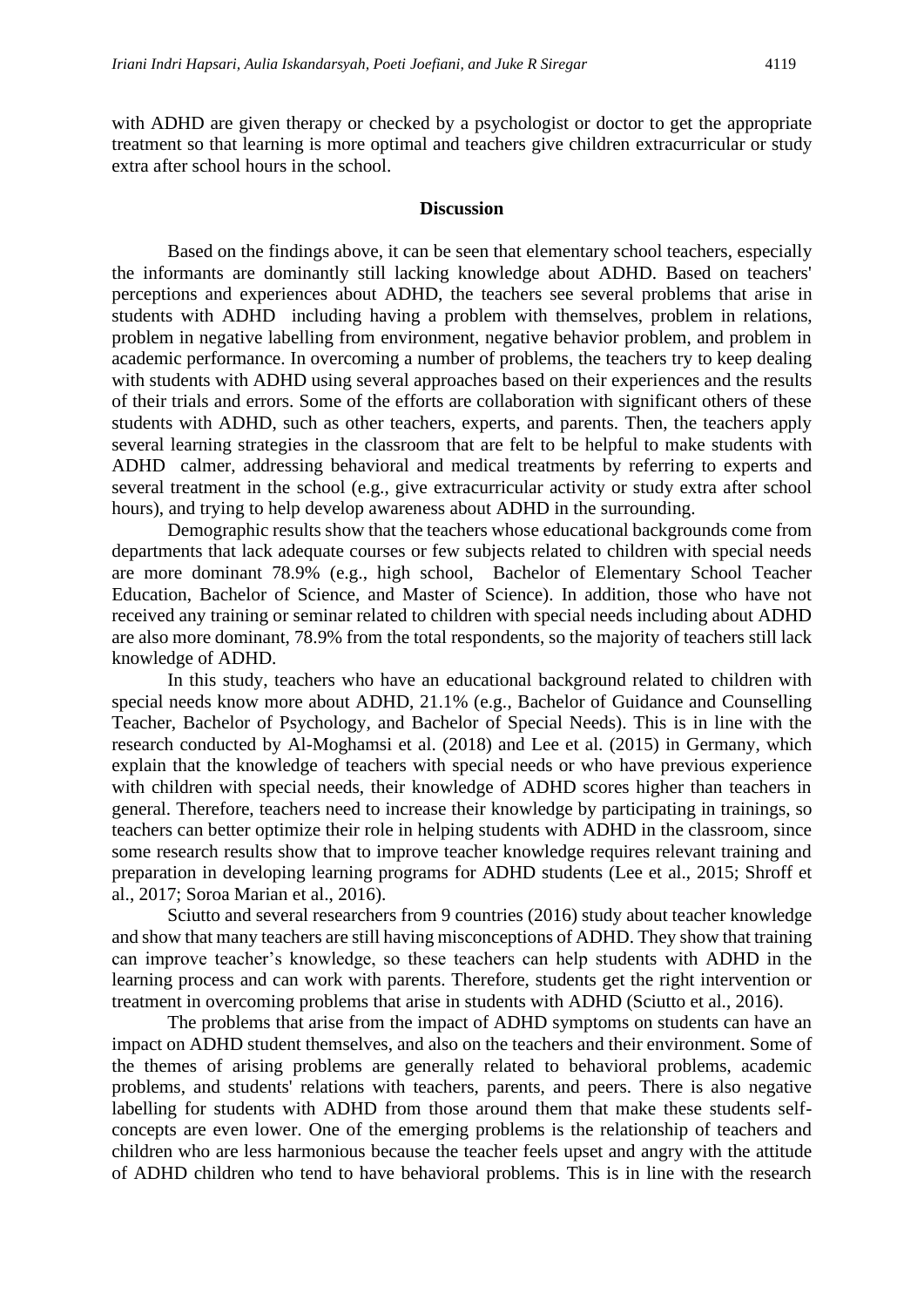with ADHD are given therapy or checked by a psychologist or doctor to get the appropriate treatment so that learning is more optimal and teachers give children extracurricular or study extra after school hours in the school.

## Discussion

Based on the findings above, it can be seen that elementary school teachers, especially the informants are dominantly still lacking knowledge about ADHD. Based on teachers' perceptions and experiences about ADHD, the teachers see several problems that arise in students with ADHD including having a problem with themselves, problem in relations, problem in negative labelling from environment, negative behavior problem, and problem in academic performance. In overcoming a number of problems, the teachers try to keep dealing with students with ADHD using several approaches based on their experiences and the results of their trials and errors. Some of the efforts are collaboration with significant others of these students with ADHD, such as other teachers, experts, and parents. Then, the teachers apply several learning strategies in the classroom that are felt to be helpful to make students with ADHD calmer, addressing behavioral and medical treatments by referring to experts and several treatment in the school (e.g., give extracurricular activity or study extra after school hours), and trying to help develop awareness about ADHD in the surrounding.

Demographic results show that the teachers whose educational backgrounds come from departments that lack adequate courses or few subjects related to children with special needs are more dominant 78.9% (e.g., high school, Bachelor of Elementary School Teacher Education, Bachelor of Science, and Master of Science). In addition, those who have not received any training or seminar related to children with special needs including about ADHD are also more dominant, 78.9% from the total respondents, so the majority of teachers still lack knowledge of ADHD.

In this study, teachers who have an educational background related to children with special needs know more about ADHD, 21.1% (e.g., Bachelor of Guidance and Counselling Teacher, Bachelor of Psychology, and Bachelor of Special Needs). This is in line with the research conducted by Al-Moghamsi et al. (2018) and Lee et al. (2015) in Germany, which explain that the knowledge of teachers with special needs or who have previous experience with children with special needs, their knowledge of ADHD scores higher than teachers in general. Therefore, teachers need to increase their knowledge by participating in trainings, so teachers can better optimize their role in helping students with ADHD in the classroom, since some research results show that to improve teacher knowledge requires relevant training and preparation in developing learning programs for ADHD students (Lee et al., 2015; Shroff et al., 2017; Soroa Marian et al., 2016).

Sciutto and several researchers from 9 countries (2016) study about teacher knowledge and show that many teachers are still having misconceptions of ADHD. They show that training can improve teacher's knowledge, so these teachers can help students with ADHD in the learning process and can work with parents. Therefore, students get the right intervention or treatment in overcoming problems that arise in students with ADHD (Sciutto et al., 2016).

The problems that arise from the impact of ADHD symptoms on students can have an impact on ADHD student themselves, and also on the teachers and their environment. Some of the themes of arising problems are generally related to behavioral problems, academic problems, and students' relations with teachers, parents, and peers. There is also negative labelling for students with ADHD from those around them that make these students self-concepts are even lower. One of the emerging problems is the relationship of teachers and children who are less harmonious because the teacher feels upset and angry with the attitude of ADHD children who tend to have behavioral problems. This is in line with the research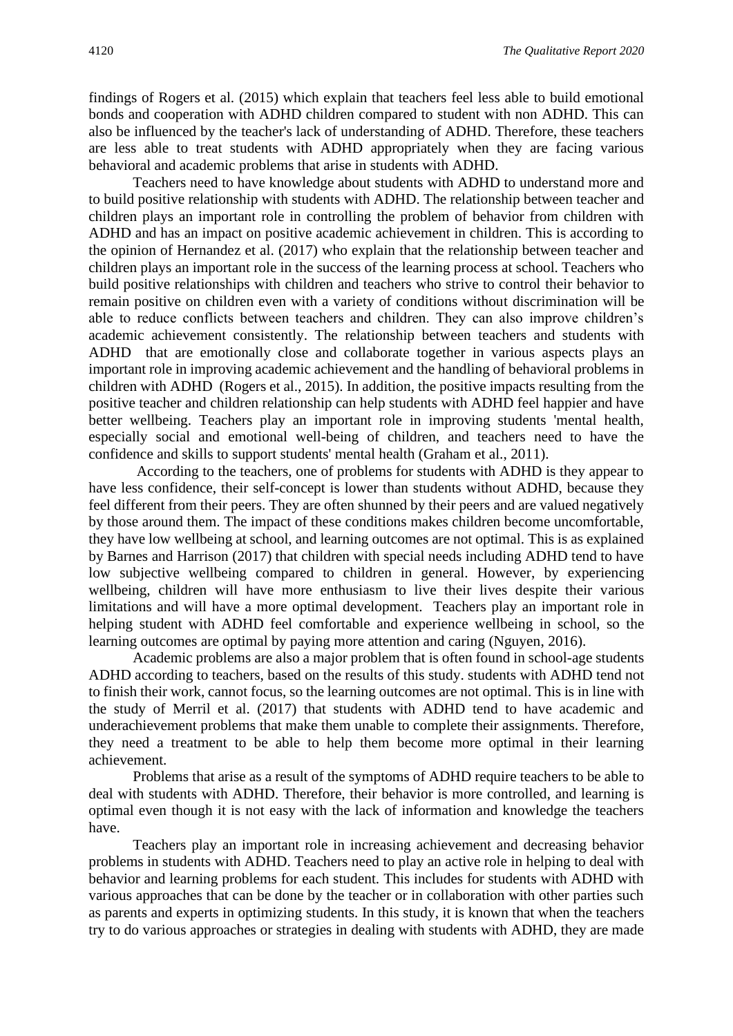findings of Rogers et al. (2015) which explain that teachers feel less able to build emotional bonds and cooperation with ADHD children compared to student with non ADHD. This can also be influenced by the teacher's lack of understanding of ADHD. Therefore, these teachers are less able to treat students with ADHD appropriately when they are facing various behavioral and academic problems that arise in students with ADHD.

Teachers need to have knowledge about students with ADHD to understand more and to build positive relationship with students with ADHD. The relationship between teacher and children plays an important role in controlling the problem of behavior from children with ADHD and has an impact on positive academic achievement in children. This is according to the opinion of Hernandez et al. (2017) who explain that the relationship between teacher and children plays an important role in the success of the learning process at school. Teachers who build positive relationships with children and teachers who strive to control their behavior to remain positive on children even with a variety of conditions without discrimination will be able to reduce conflicts between teachers and children. They can also improve children's academic achievement consistently. The relationship between teachers and students with ADHD that are emotionally close and collaborate together in various aspects plays an important role in improving academic achievement and the handling of behavioral problems in children with ADHD (Rogers et al., 2015). In addition, the positive impacts resulting from the positive teacher and children relationship can help students with ADHD feel happier and have better wellbeing. Teachers play an important role in improving students 'mental health, especially social and emotional well-being of children, and teachers need to have the confidence and skills to support students' mental health (Graham et al., 2011).

According to the teachers, one of problems for students with ADHD is they appear to have less confidence, their self-concept is lower than students without ADHD, because they feel different from their peers. They are often shunned by their peers and are valued negatively by those around them. The impact of these conditions makes children become uncomfortable, they have low wellbeing at school, and learning outcomes are not optimal. This is as explained by Barnes and Harrison (2017) that children with special needs including ADHD tend to have low subjective wellbeing compared to children in general. However, by experiencing wellbeing, children will have more enthusiasm to live their lives despite their various limitations and will have a more optimal development. Teachers play an important role in helping student with ADHD feel comfortable and experience wellbeing in school, so the learning outcomes are optimal by paying more attention and caring (Nguyen, 2016).

Academic problems are also a major problem that is often found in school-age students ADHD according to teachers, based on the results of this study. students with ADHD tend not to finish their work, cannot focus, so the learning outcomes are not optimal. This is in line with the study of Merril et al. (2017) that students with ADHD tend to have academic and underachievement problems that make them unable to complete their assignments. Therefore, they need a treatment to be able to help them become more optimal in their learning achievement.

Problems that arise as a result of the symptoms of ADHD require teachers to be able to deal with students with ADHD. Therefore, their behavior is more controlled, and learning is optimal even though it is not easy with the lack of information and knowledge the teachers have.

Teachers play an important role in increasing achievement and decreasing behavior problems in students with ADHD. Teachers need to play an active role in helping to deal with behavior and learning problems for each student. This includes for students with ADHD with various approaches that can be done by the teacher or in collaboration with other parties such as parents and experts in optimizing students. In this study, it is known that when the teachers try to do various approaches or strategies in dealing with students with ADHD, they are made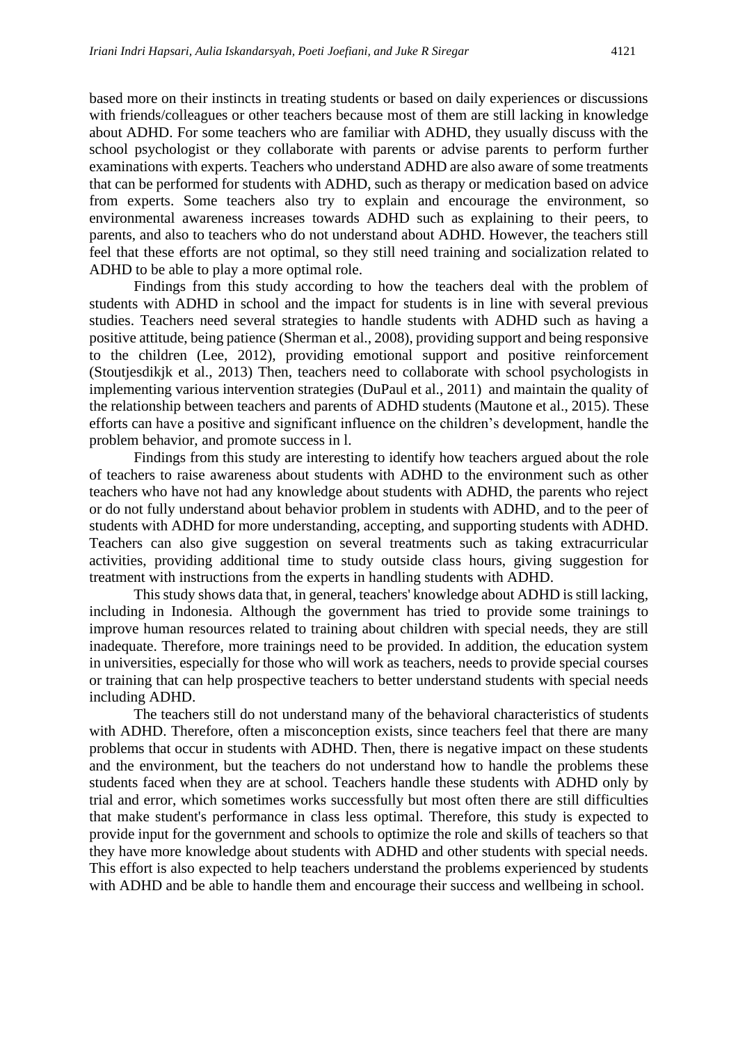based more on their instincts in treating students or based on daily experiences or discussions with friends/colleagues or other teachers because most of them are still lacking in knowledge about ADHD. For some teachers who are familiar with ADHD, they usually discuss with the school psychologist or they collaborate with parents or advise parents to perform further examinations with experts. Teachers who understand ADHD are also aware of some treatments that can be performed for students with ADHD, such as therapy or medication based on advice from experts. Some teachers also try to explain and encourage the environment, so environmental awareness increases towards ADHD such as explaining to their peers, to parents, and also to teachers who do not understand about ADHD. However, the teachers still feel that these efforts are not optimal, so they still need training and socialization related to ADHD to be able to play a more optimal role.

Findings from this study according to how the teachers deal with the problem of students with ADHD in school and the impact for students is in line with several previous studies. Teachers need several strategies to handle students with ADHD such as having a positive attitude, being patience (Sherman et al., 2008), providing support and being responsive to the children (Lee, 2012), providing emotional support and positive reinforcement (Stoutjesdikjk et al., 2013) Then, teachers need to collaborate with school psychologists in implementing various intervention strategies (DuPaul et al., 2011) and maintain the quality of the relationship between teachers and parents of ADHD students (Mautone et al., 2015). These efforts can have a positive and significant influence on the children's development, handle the problem behavior, and promote success in l.

Findings from this study are interesting to identify how teachers argued about the role of teachers to raise awareness about students with ADHD to the environment such as other teachers who have not had any knowledge about students with ADHD, the parents who reject or do not fully understand about behavior problem in students with ADHD, and to the peer of students with ADHD for more understanding, accepting, and supporting students with ADHD. Teachers can also give suggestion on several treatments such as taking extracurricular activities, providing additional time to study outside class hours, giving suggestion for treatment with instructions from the experts in handling students with ADHD.

This study shows data that, in general, teachers' knowledge about ADHD is still lacking, including in Indonesia. Although the government has tried to provide some trainings to improve human resources related to training about children with special needs, they are still inadequate. Therefore, more trainings need to be provided. In addition, the education system in universities, especially for those who will work as teachers, needs to provide special courses or training that can help prospective teachers to better understand students with special needs including ADHD.

The teachers still do not understand many of the behavioral characteristics of students with ADHD. Therefore, often a misconception exists, since teachers feel that there are many problems that occur in students with ADHD. Then, there is negative impact on these students and the environment, but the teachers do not understand how to handle the problems these students faced when they are at school. Teachers handle these students with ADHD only by trial and error, which sometimes works successfully but most often there are still difficulties that make student's performance in class less optimal. Therefore, this study is expected to provide input for the government and schools to optimize the role and skills of teachers so that they have more knowledge about students with ADHD and other students with special needs. This effort is also expected to help teachers understand the problems experienced by students with ADHD and be able to handle them and encourage their success and wellbeing in school.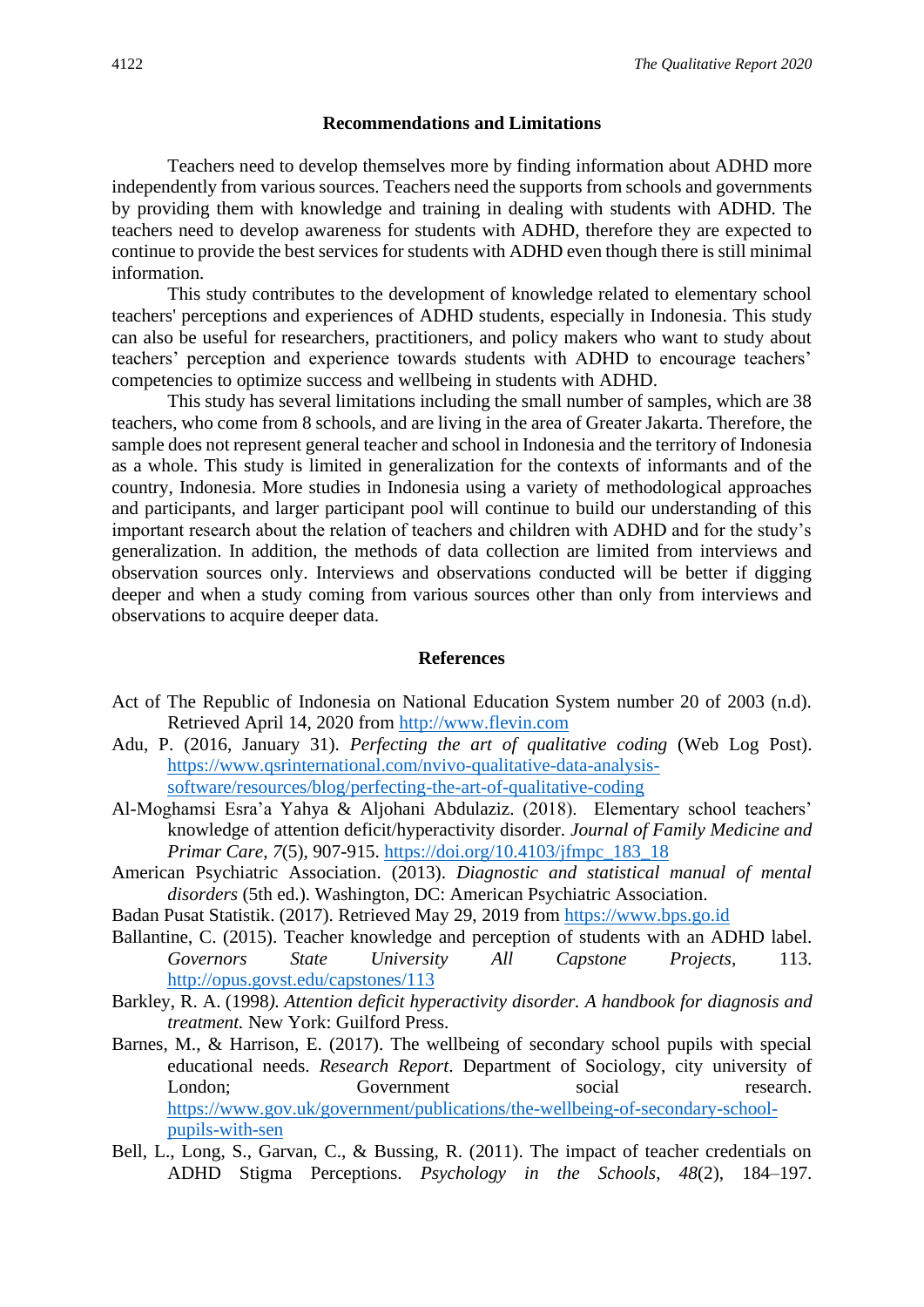## Recommendations and Limitations

Teachers need to develop themselves more by finding information about ADHD more independently from various sources. Teachers need the supports from schools and governments by providing them with knowledge and training in dealing with students with ADHD. The teachers need to develop awareness for students with ADHD, therefore they are expected to continue to provide the best services for students with ADHD even though there is still minimal information.

This study contributes to the development of knowledge related to elementary school teachers' perceptions and experiences of ADHD students, especially in Indonesia. This study can also be useful for researchers, practitioners, and policy makers who want to study about teachers' perception and experience towards students with ADHD to encourage teachers' competencies to optimize success and wellbeing in students with ADHD.

This study has several limitations including the small number of samples, which are 38 teachers, who come from 8 schools, and are living in the area of Greater Jakarta. Therefore, the sample does not represent general teacher and school in Indonesia and the territory of Indonesia as a whole. This study is limited in generalization for the contexts of informants and of the country, Indonesia. More studies in Indonesia using a variety of methodological approaches and participants, and larger participant pool will continue to build our understanding of this important research about the relation of teachers and children with ADHD and for the study's generalization. In addition, the methods of data collection are limited from interviews and observation sources only. Interviews and observations conducted will be better if digging deeper and when a study coming from various sources other than only from interviews and observations to acquire deeper data.

## References

Act of The Republic of Indonesia on National Education System number 20 of 2003 (n.d). Retrieved April 14, 2020 from http://www.flevin.com

Adu, P. (2016, January 31). *Perfecting the art of qualitative coding* (Web Log Post). https://www.qsrinternational.com/nvivo-qualitative-data-analysis-software/resources/blog/perfecting-the-art-of-qualitative-coding

Al-Moghamsi Esra'a Yahya & Aljohani Abdulaziz. (2018). Elementary school teachers' knowledge of attention deficit/hyperactivity disorder. *Journal of Family Medicine and Primar Care, 7*(5), 907-915. https://doi.org/10.4103/jfmpc_183_18

American Psychiatric Association. (2013). *Diagnostic and statistical manual of mental disorders* (5th ed.). Washington, DC: American Psychiatric Association.

Badan Pusat Statistik. (2017). Retrieved May 29, 2019 from https://www.bps.go.id

Ballantine, C. (2015). Teacher knowledge and perception of students with an ADHD label. *Governors State University All Capstone Projects*, 113. http://opus.govst.edu/capstones/113

Barkley, R. A. (1998*). Attention deficit hyperactivity disorder. A handbook for diagnosis and treatment.* New York: Guilford Press.

Barnes, M., & Harrison, E. (2017). The wellbeing of secondary school pupils with special educational needs. *Research Report*. Department of Sociology, city university of London; Government social research. https://www.gov.uk/government/publications/the-wellbeing-of-secondary-school-pupils-with-sen

Bell, L., Long, S., Garvan, C., & Bussing, R. (2011). The impact of teacher credentials on ADHD Stigma Perceptions. *Psychology in the Schools*, *48*(2), 184–197.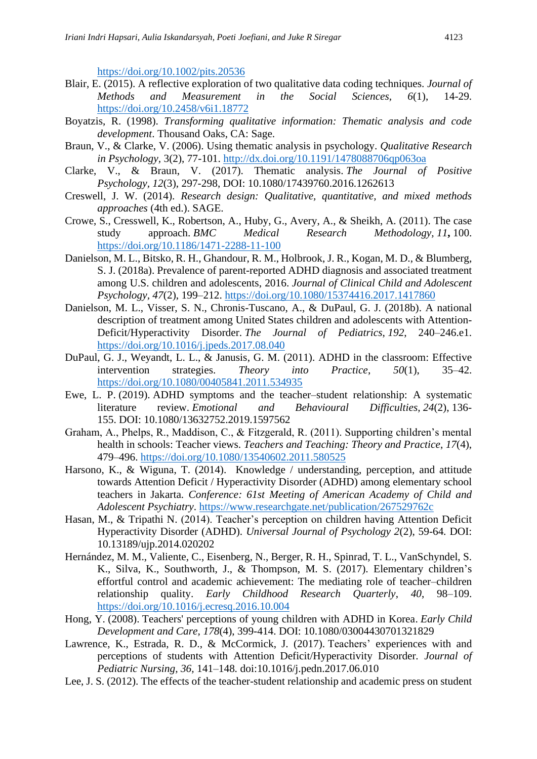https://doi.org/10.1002/pits.20536

Blair, E. (2015). A reflective exploration of two qualitative data coding techniques. *Journal of Methods and Measurement in the Social Sciences*, *6*(1), 14-29. https://doi.org/10.2458/v6i1.18772

Boyatzis, R. (1998). *Transforming qualitative information: Thematic analysis and code development*. Thousand Oaks, CA: Sage.

Braun, V., & Clarke, V. (2006). Using thematic analysis in psychology. *Qualitative Research in Psychology*, 3(2), 77-101. http://dx.doi.org/10.1191/1478088706qp063oa

Clarke, V., & Braun, V. (2017). Thematic analysis. *The Journal of Positive Psychology*, *12*(3), 297-298, DOI: 10.1080/17439760.2016.1262613

Creswell, J. W. (2014). *Research design: Qualitative, quantitative, and mixed methods approaches* (4th ed.). SAGE.

Crowe, S., Cresswell, K., Robertson, A., Huby, G., Avery, A., & Sheikh, A. (2011). The case study approach. *BMC Medical Research Methodology*, *11***,** 100. https://doi.org/10.1186/1471-2288-11-100

Danielson, M. L., Bitsko, R. H., Ghandour, R. M., Holbrook, J. R., Kogan, M. D., & Blumberg, S. J. (2018a). Prevalence of parent-reported ADHD diagnosis and associated treatment among U.S. children and adolescents, 2016. *Journal of Clinical Child and Adolescent Psychology*, *47*(2), 199–212. https://doi.org/10.1080/15374416.2017.1417860

Danielson, M. L., Visser, S. N., Chronis-Tuscano, A., & DuPaul, G. J. (2018b). A national description of treatment among United States children and adolescents with Attention-Deficit/Hyperactivity Disorder. *The Journal of Pediatrics*, *192*, 240–246.e1. https://doi.org/10.1016/j.jpeds.2017.08.040

DuPaul, G. J., Weyandt, L. L., & Janusis, G. M. (2011). ADHD in the classroom: Effective intervention strategies. *Theory into Practice*, *50*(1), 35–42. https://doi.org/10.1080/00405841.2011.534935

Ewe, L. P. (2019). ADHD symptoms and the teacher–student relationship: A systematic literature review. *Emotional and Behavioural Difficulties*, *24*(2), 136-155. DOI: 10.1080/13632752.2019.1597562

Graham, A., Phelps, R., Maddison, C., & Fitzgerald, R. (2011). Supporting children's mental health in schools: Teacher views. *Teachers and Teaching: Theory and Practice*, *17*(4), 479–496. https://doi.org/10.1080/13540602.2011.580525

Harsono, K., & Wiguna, T. (2014). Knowledge / understanding, perception, and attitude towards Attention Deficit / Hyperactivity Disorder (ADHD) among elementary school teachers in Jakarta. *Conference: 61st Meeting of American Academy of Child and Adolescent Psychiatry*. https://www.researchgate.net/publication/267529762c

Hasan, M., & Tripathi N. (2014). Teacher's perception on children having Attention Deficit Hyperactivity Disorder (ADHD). *Universal Journal of Psychology 2*(2), 59-64. DOI: 10.13189/ujp.2014.020202

Hernández, M. M., Valiente, C., Eisenberg, N., Berger, R. H., Spinrad, T. L., VanSchyndel, S. K., Silva, K., Southworth, J., & Thompson, M. S. (2017). Elementary children's effortful control and academic achievement: The mediating role of teacher–children relationship quality. *Early Childhood Research Quarterly*, *40*, 98–109. https://doi.org/10.1016/j.ecresq.2016.10.004

Hong, Y. (2008). Teachers' perceptions of young children with ADHD in Korea. *Early Child Development and Care*, *178*(4), 399-414. DOI: 10.1080/03004430701321829

Lawrence, K., Estrada, R. D., & McCormick, J. (2017). Teachers' experiences with and perceptions of students with Attention Deficit/Hyperactivity Disorder. *Journal of Pediatric Nursing*, *36*, 141–148. doi:10.1016/j.pedn.2017.06.010

Lee, J. S. (2012). The effects of the teacher-student relationship and academic press on student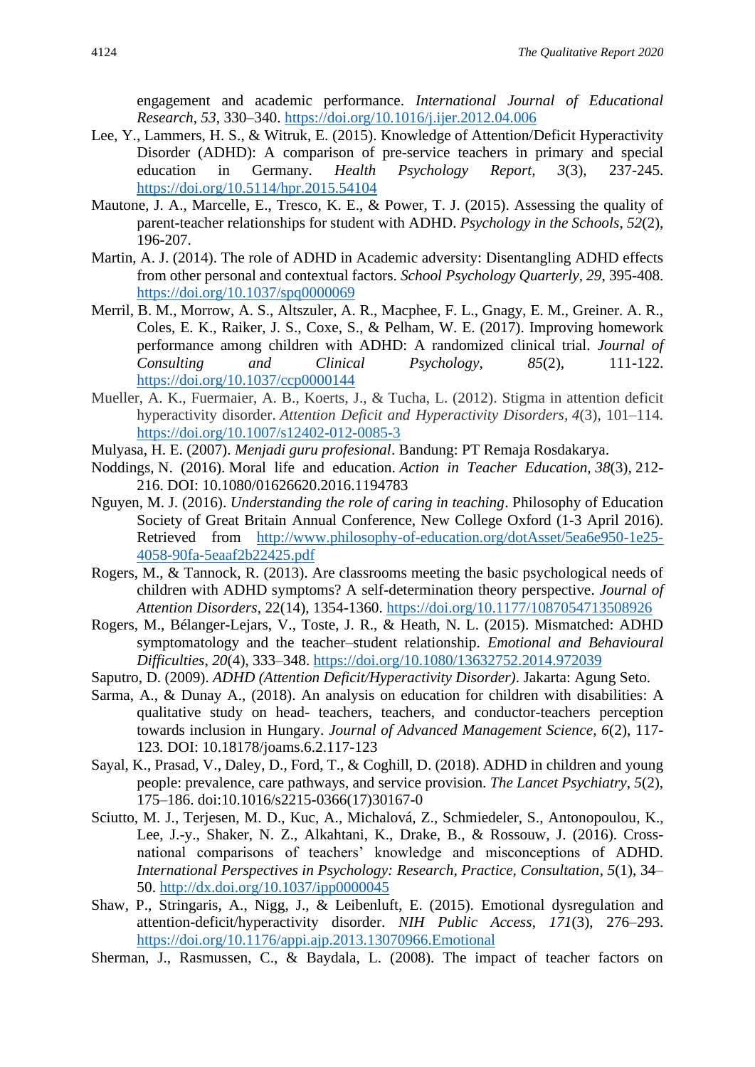engagement and academic performance. *International Journal of Educational Research*, *53*, 330–340. https://doi.org/10.1016/j.ijer.2012.04.006

Lee, Y., Lammers, H. S., & Witruk, E. (2015). Knowledge of Attention/Deficit Hyperactivity Disorder (ADHD): A comparison of pre-service teachers in primary and special education in Germany. *Health Psychology Report, 3*(3), 237-245. https://doi.org/10.5114/hpr.2015.54104

Mautone, J. A., Marcelle, E., Tresco, K. E., & Power, T. J. (2015). Assessing the quality of parent-teacher relationships for student with ADHD. *Psychology in the Schools*, *52*(2), 196-207.

Martin, A. J. (2014). The role of ADHD in Academic adversity: Disentangling ADHD effects from other personal and contextual factors. *School Psychology Quarterly*, *29*, 395-408. https://doi.org/10.1037/spq0000069

Merril, B. M., Morrow, A. S., Altszuler, A. R., Macphee, F. L., Gnagy, E. M., Greiner. A. R., Coles, E. K., Raiker, J. S., Coxe, S., & Pelham, W. E. (2017). Improving homework performance among children with ADHD: A randomized clinical trial. *Journal of Consulting and Clinical Psychology*, *85*(2), 111-122. https://doi.org/10.1037/ccp0000144

Mueller, A. K., Fuermaier, A. B., Koerts, J., & Tucha, L. (2012). Stigma in attention deficit hyperactivity disorder. *Attention Deficit and Hyperactivity Disorders*, *4*(3), 101–114. https://doi.org/10.1007/s12402-012-0085-3

Mulyasa, H. E. (2007). *Menjadi guru profesional*. Bandung: PT Remaja Rosdakarya.

Noddings, N. (2016). Moral life and education. *Action in Teacher Education, 38*(3), 212-216. DOI: 10.1080/01626620.2016.1194783

Nguyen, M. J. (2016). *Understanding the role of caring in teaching*. Philosophy of Education Society of Great Britain Annual Conference, New College Oxford (1-3 April 2016). Retrieved from http://www.philosophy-of-education.org/dotAsset/5ea6e950-1e25-4058-90fa-5eaaf2b22425.pdf

Rogers, M., & Tannock, R. (2013). Are classrooms meeting the basic psychological needs of children with ADHD symptoms? A self-determination theory perspective. *Journal of Attention Disorders*, 22(14), 1354-1360. https://doi.org/10.1177/1087054713508926

Rogers, M., Bélanger-Lejars, V., Toste, J. R., & Heath, N. L. (2015). Mismatched: ADHD symptomatology and the teacher–student relationship. *Emotional and Behavioural Difficulties*, *20*(4), 333–348. https://doi.org/10.1080/13632752.2014.972039

Saputro, D. (2009). *ADHD (Attention Deficit/Hyperactivity Disorder)*. Jakarta: Agung Seto.

Sarma, A., & Dunay A., (2018). An analysis on education for children with disabilities: A qualitative study on head- teachers, teachers, and conductor-teachers perception towards inclusion in Hungary. *Journal of Advanced Management Science, 6*(2), 117-123. DOI: 10.18178/joams.6.2.117-123

Sayal, K., Prasad, V., Daley, D., Ford, T., & Coghill, D. (2018). ADHD in children and young people: prevalence, care pathways, and service provision. *The Lancet Psychiatry, 5*(2), 175–186. doi:10.1016/s2215-0366(17)30167-0

Sciutto, M. J., Terjesen, M. D., Kuc, A., Michalová, Z., Schmiedeler, S., Antonopoulou, K., Lee, J.-y., Shaker, N. Z., Alkahtani, K., Drake, B., & Rossouw, J. (2016). Cross-national comparisons of teachers' knowledge and misconceptions of ADHD. *International Perspectives in Psychology: Research, Practice, Consultation*, *5*(1), 34–50. http://dx.doi.org/10.1037/ipp0000045

Shaw, P., Stringaris, A., Nigg, J., & Leibenluft, E. (2015). Emotional dysregulation and attention-deficit/hyperactivity disorder. *NIH Public Access*, *171*(3), 276–293. https://doi.org/10.1176/appi.ajp.2013.13070966.Emotional

Sherman, J., Rasmussen, C., & Baydala, L. (2008). The impact of teacher factors on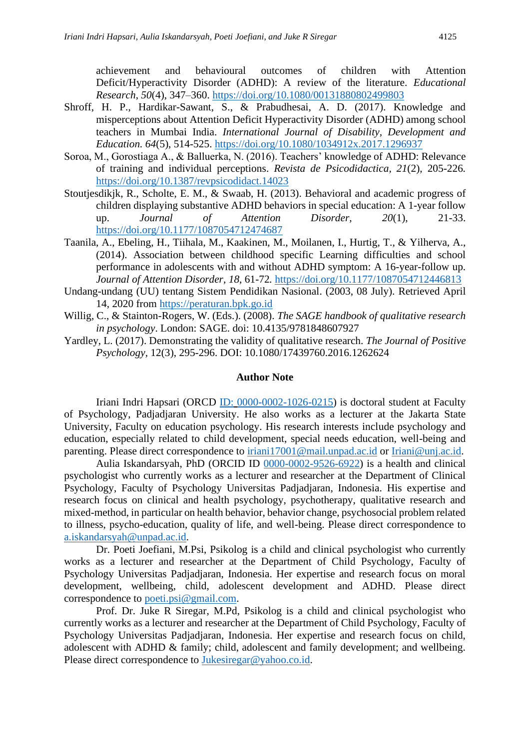achievement and behavioural outcomes of children with Attention Deficit/Hyperactivity Disorder (ADHD): A review of the literature. *Educational Research*, *50*(4), 347–360. https://doi.org/10.1080/00131880802499803

Shroff, H. P., Hardikar-Sawant, S., & Prabudhesai, A. D. (2017). Knowledge and misperceptions about Attention Deficit Hyperactivity Disorder (ADHD) among school teachers in Mumbai India. *International Journal of Disability, Development and Education. 64*(5), 514-525. https://doi.org/10.1080/1034912x.2017.1296937

Soroa, M., Gorostiaga A., & Balluerka, N. (2016). Teachers' knowledge of ADHD: Relevance of training and individual perceptions. *Revista de Psicodidactica, 21*(2), 205-226. https://doi.org/10.1387/revpsicodidact.14023

Stoutjesdikjk, R., Scholte, E. M., & Swaab, H. (2013). Behavioral and academic progress of children displaying substantive ADHD behaviors in special education: A 1-year follow up. *Journal of Attention Disorder, 20*(1), 21-33. https://doi.org/10.1177/1087054712474687

Taanila, A., Ebeling, H., Tiihala, M., Kaakinen, M., Moilanen, I., Hurtig, T., & Yilherva, A., (2014). Association between childhood specific Learning difficulties and school performance in adolescents with and without ADHD symptom: A 16-year-follow up. *Journal of Attention Disorder, 18*, 61-72. https://doi.org/10.1177/1087054712446813

Undang-undang (UU) tentang Sistem Pendidikan Nasional. (2003, 08 July). Retrieved April 14, 2020 from https://peraturan.bpk.go.id

Willig, C., & Stainton-Rogers, W. (Eds.). (2008). *The SAGE handbook of qualitative research in psychology*. London: SAGE. doi: 10.4135/9781848607927

Yardley, L. (2017). Demonstrating the validity of qualitative research. *The Journal of Positive Psychology,* 12(3), 295-296. DOI: 10.1080/17439760.2016.1262624

## Author Note

Iriani Indri Hapsari (ORCD ID: 0000-0002-1026-0215) is doctoral student at Faculty of Psychology, Padjadjaran University. He also works as a lecturer at the Jakarta State University, Faculty on education psychology. His research interests include psychology and education, especially related to child development, special needs education, well-being and parenting. Please direct correspondence to iriani17001@mail.unpad.ac.id or Iriani@unj.ac.id.

Aulia Iskandarsyah, PhD (ORCID ID 0000-0002-9526-6922) is a health and clinical psychologist who currently works as a lecturer and researcher at the Department of Clinical Psychology, Faculty of Psychology Universitas Padjadjaran, Indonesia. His expertise and research focus on clinical and health psychology, psychotherapy, qualitative research and mixed-method, in particular on health behavior, behavior change, psychosocial problem related to illness, psycho-education, quality of life, and well-being. Please direct correspondence to a.iskandarsyah@unpad.ac.id.

Dr. Poeti Joefiani, M.Psi, Psikolog is a child and clinical psychologist who currently works as a lecturer and researcher at the Department of Child Psychology, Faculty of Psychology Universitas Padjadjaran, Indonesia. Her expertise and research focus on moral development, wellbeing, child, adolescent development and ADHD. Please direct correspondence to poeti.psi@gmail.com.

Prof. Dr. Juke R Siregar, M.Pd, Psikolog is a child and clinical psychologist who currently works as a lecturer and researcher at the Department of Child Psychology, Faculty of Psychology Universitas Padjadjaran, Indonesia. Her expertise and research focus on child, adolescent with ADHD & family; child, adolescent and family development; and wellbeing. Please direct correspondence to Jukesiregar@yahoo.co.id.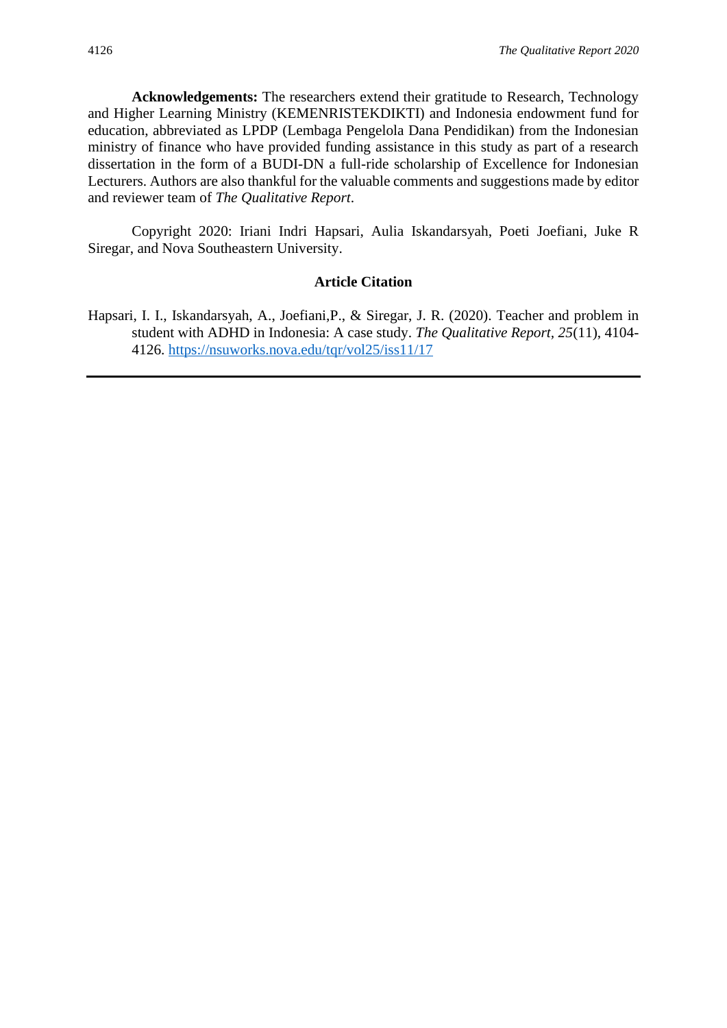**Acknowledgements:** The researchers extend their gratitude to Research, Technology and Higher Learning Ministry (KEMENRISTEKDIKTI) and Indonesia endowment fund for education, abbreviated as LPDP (Lembaga Pengelola Dana Pendidikan) from the Indonesian ministry of finance who have provided funding assistance in this study as part of a research dissertation in the form of a BUDI-DN a full-ride scholarship of Excellence for Indonesian Lecturers. Authors are also thankful for the valuable comments and suggestions made by editor and reviewer team of *The Qualitative Report*.

Copyright 2020: Iriani Indri Hapsari, Aulia Iskandarsyah, Poeti Joefiani, Juke R Siregar, and Nova Southeastern University.

### Article Citation

Hapsari, I. I., Iskandarsyah, A., Joefiani,P., & Siregar, J. R. (2020). Teacher and problem in student with ADHD in Indonesia: A case study. *The Qualitative Report, 25*(11), 4104-4126. https://nsuworks.nova.edu/tqr/vol25/iss11/17